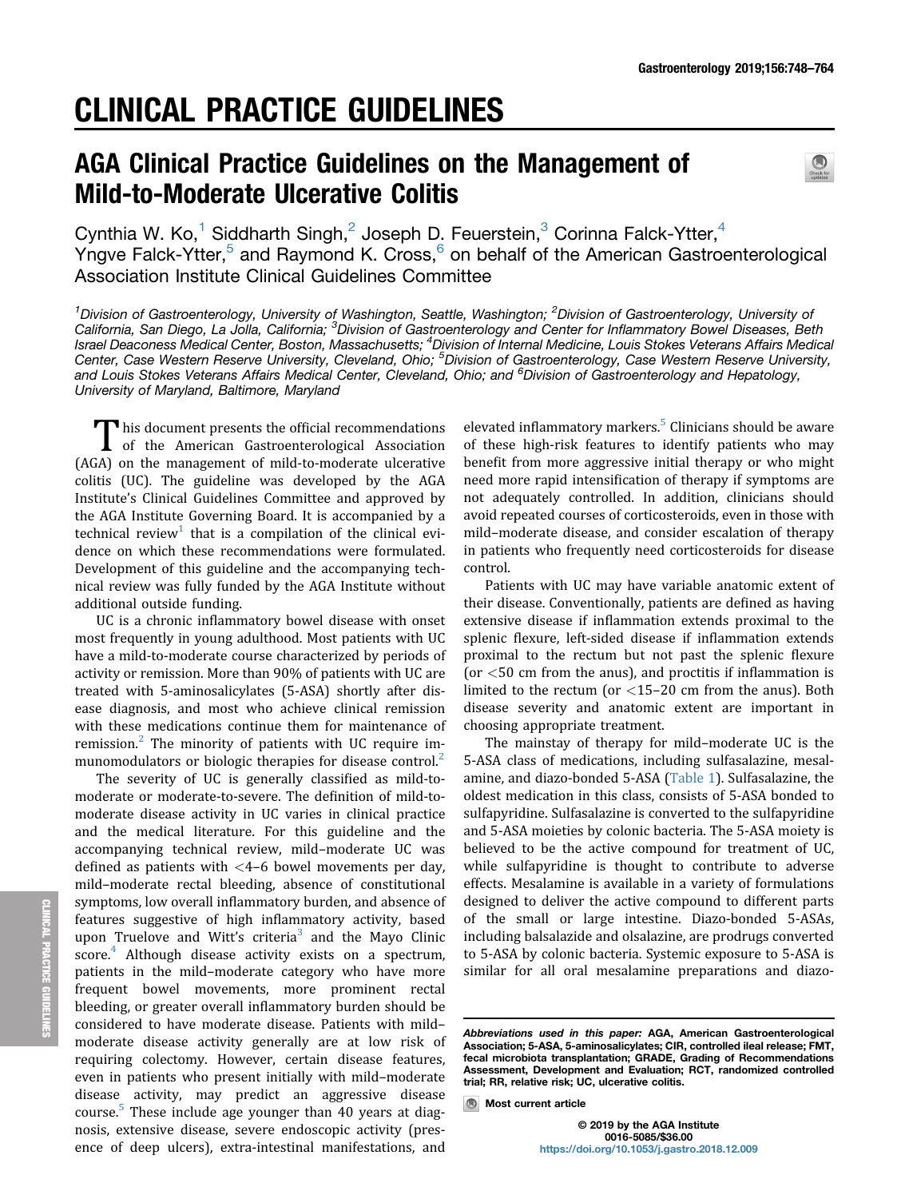# CLINICAL PRACTICE GUIDELINES

## AGA Clinical Practice Guidelines on the Management of Mild-to-Moderate Ulcerative Colitis

Cynthia W. Ko,[1] Siddharth Singh,[2] Joseph D. Feuerstein,[3] Corinna Falck-Ytter,[4] Yngve Falck-Ytter,[5] and Raymond K. Cross,[6] on behalf of the American Gastroenterological Association Institute Clinical Guidelines Committee

*[1]Division of Gastroenterology, University of Washington, Seattle, Washington; [2]Division of Gastroenterology, University of California, San Diego, La Jolla, California; [3]Division of Gastroenterology and Center for Inflammatory Bowel Diseases, Beth Israel Deaconess Medical Center, Boston, Massachusetts; [4]Division of Internal Medicine, Louis Stokes Veterans Affairs Medical Center, Case Western Reserve University, Cleveland, Ohio; [5]Division of Gastroenterology, Case Western Reserve University, and Louis Stokes Veterans Affairs Medical Center, Cleveland, Ohio; and [6]Division of Gastroenterology and Hepatology, University of Maryland, Baltimore, Maryland*

This document presents the official recommendations of the American Gastroenterological Association (AGA) on the management of mild-to-moderate ulcerative colitis (UC). The guideline was developed by the AGA Institute's Clinical Guidelines Committee and approved by the AGA Institute Governing Board. It is accompanied by a technical review[1] that is a compilation of the clinical evidence on which these recommendations were formulated. Development of this guideline and the accompanying technical review was fully funded by the AGA Institute without additional outside funding.

UC is a chronic inflammatory bowel disease with onset most frequently in young adulthood. Most patients with UC have a mild-to-moderate course characterized by periods of activity or remission. More than 90% of patients with UC are treated with 5-aminosalicylates (5-ASA) shortly after disease diagnosis, and most who achieve clinical remission with these medications continue them for maintenance of remission.[2] The minority of patients with UC require immunomodulators or biologic therapies for disease control.[2]

The severity of UC is generally classified as mild-to-moderate or moderate-to-severe. The definition of mild-to-moderate disease activity in UC varies in clinical practice and the medical literature. For this guideline and the accompanying technical review, mild–moderate UC was defined as patients with <4–6 bowel movements per day, mild–moderate rectal bleeding, absence of constitutional symptoms, low overall inflammatory burden, and absence of features suggestive of high inflammatory activity, based upon Truelove and Witt's criteria[3] and the Mayo Clinic score.[4] Although disease activity exists on a spectrum, patients in the mild–moderate category who have more frequent bowel movements, more prominent rectal bleeding, or greater overall inflammatory burden should be considered to have moderate disease. Patients with mild–moderate disease activity generally are at low risk of requiring colectomy. However, certain disease features, even in patients who present initially with mild–moderate disease activity, may predict an aggressive disease course.[5] These include age younger than 40 years at diagnosis, extensive disease, severe endoscopic activity (presence of deep ulcers), extra-intestinal manifestations, and elevated inflammatory markers.[5] Clinicians should be aware of these high-risk features to identify patients who may benefit from more aggressive initial therapy or who might need more rapid intensification of therapy if symptoms are not adequately controlled. In addition, clinicians should avoid repeated courses of corticosteroids, even in those with mild–moderate disease, and consider escalation of therapy in patients who frequently need corticosteroids for disease control.

Patients with UC may have variable anatomic extent of their disease. Conventionally, patients are defined as having extensive disease if inflammation extends proximal to the splenic flexure, left-sided disease if inflammation extends proximal to the rectum but not past the splenic flexure (or <50 cm from the anus), and proctitis if inflammation is limited to the rectum (or <15–20 cm from the anus). Both disease severity and anatomic extent are important in choosing appropriate treatment.

The mainstay of therapy for mild–moderate UC is the 5-ASA class of medications, including sulfasalazine, mesalamine, and diazo-bonded 5-ASA (Table 1). Sulfasalazine, the oldest medication in this class, consists of 5-ASA bonded to sulfapyridine. Sulfasalazine is converted to the sulfapyridine and 5-ASA moieties by colonic bacteria. The 5-ASA moiety is believed to be the active compound for treatment of UC, while sulfapyridine is thought to contribute to adverse effects. Mesalamine is available in a variety of formulations designed to deliver the active compound to different parts of the small or large intestine. Diazo-bonded 5-ASAs, including balsalazide and olsalazine, are prodrugs converted to 5-ASA by colonic bacteria. Systemic exposure to 5-ASA is similar for all oral mesalamine preparations and diazo-

*Abbreviations used in this paper:* AGA, American Gastroenterological Association; 5-ASA, 5-aminosalicylates; CIR, controlled ileal release; FMT, fecal microbiota transplantation; GRADE, Grading of Recommendations Assessment, Development and Evaluation; RCT, randomized controlled trial; RR, relative risk; UC, ulcerative colitis.

Most current article

© 2019 by the AGA Institute
0016-5085/$36.00
https://doi.org/10.1053/j.gastro.2018.12.009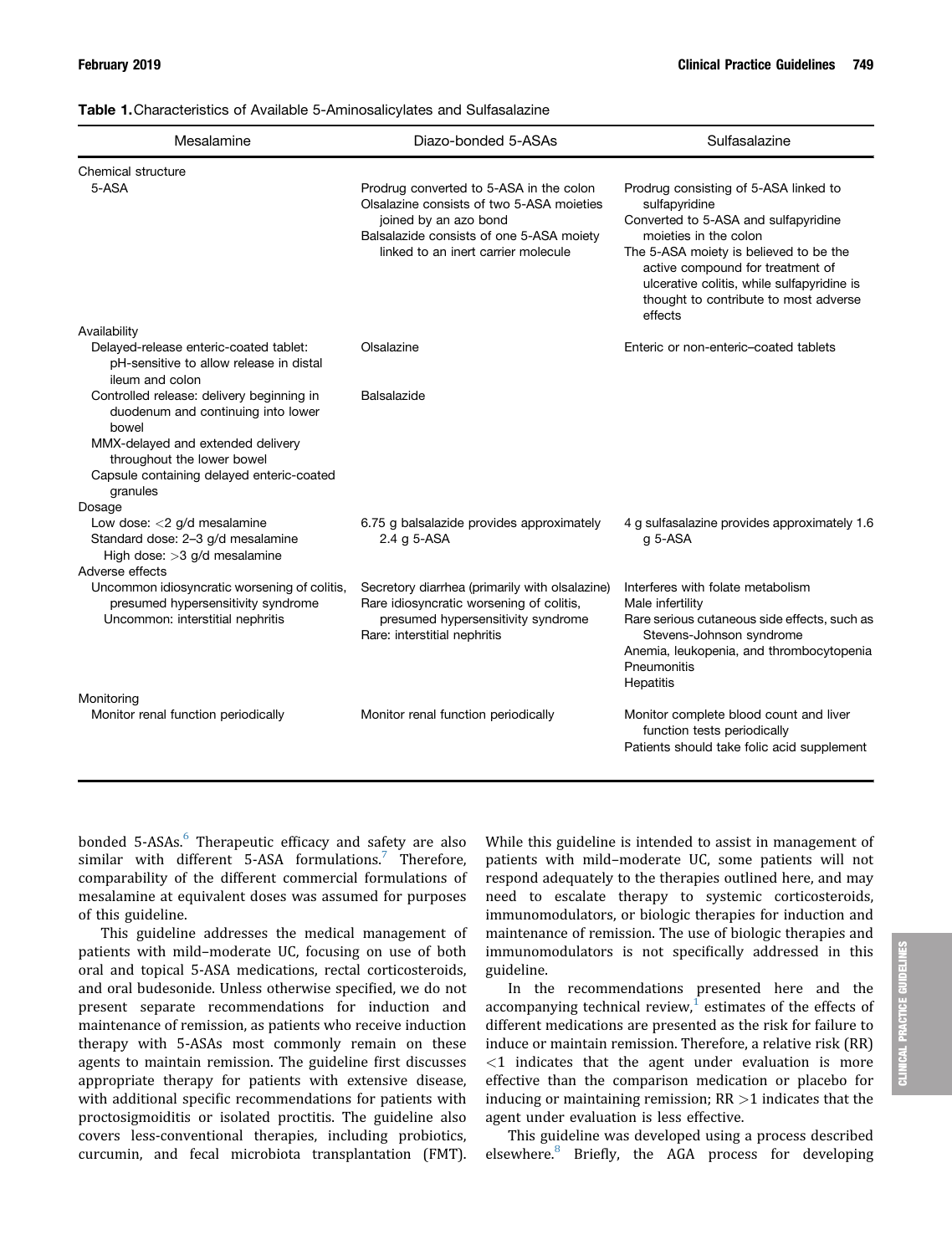**Table 1.** Characteristics of Available 5-Aminosalicylates and Sulfasalazine

| Mesalamine | Diazo-bonded 5-ASAs | Sulfasalazine |
| --- | --- | --- |
| Chemical structure | | |
| 5-ASA | Prodrug converted to 5-ASA in the colon<br>Olsalazine consists of two 5-ASA moieties joined by an azo bond<br>Balsalazide consists of one 5-ASA moiety linked to an inert carrier molecule | Prodrug consisting of 5-ASA linked to sulfapyridine<br>Converted to 5-ASA and sulfapyridine moieties in the colon<br>The 5-ASA moiety is believed to be the active compound for treatment of ulcerative colitis, while sulfapyridine is thought to contribute to most adverse effects |
| Availability | | |
| Delayed-release enteric-coated tablet: pH-sensitive to allow release in distal ileum and colon | Olsalazine | Enteric or non-enteric–coated tablets |
| Controlled release: delivery beginning in duodenum and continuing into lower bowel | Balsalazide | |
| MMX-delayed and extended delivery throughout the lower bowel | | |
| Capsule containing delayed enteric-coated granules | | |
| Dosage | | |
| Low dose: <2 g/d mesalamine<br>Standard dose: 2–3 g/d mesalamine<br>High dose: >3 g/d mesalamine | 6.75 g balsalazide provides approximately 2.4 g 5-ASA | 4 g sulfasalazine provides approximately 1.6 g 5-ASA |
| Adverse effects | | |
| Uncommon idiosyncratic worsening of colitis, presumed hypersensitivity syndrome<br>Uncommon: interstitial nephritis | Secretory diarrhea (primarily with olsalazine)<br>Rare idiosyncratic worsening of colitis, presumed hypersensitivity syndrome<br>Rare: interstitial nephritis | Interferes with folate metabolism<br>Male infertility<br>Rare serious cutaneous side effects, such as Stevens-Johnson syndrome<br>Anemia, leukopenia, and thrombocytopenia<br>Pneumonitis<br>Hepatitis |
| Monitoring | | |
| Monitor renal function periodically | Monitor renal function periodically | Monitor complete blood count and liver function tests periodically<br>Patients should take folic acid supplement |

bonded 5-ASAs.[6] Therapeutic efficacy and safety are also similar with different 5-ASA formulations.[7] Therefore, comparability of the different commercial formulations of mesalamine at equivalent doses was assumed for purposes of this guideline.

This guideline addresses the medical management of patients with mild–moderate UC, focusing on use of both oral and topical 5-ASA medications, rectal corticosteroids, and oral budesonide. Unless otherwise specified, we do not present separate recommendations for induction and maintenance of remission, as patients who receive induction therapy with 5-ASAs most commonly remain on these agents to maintain remission. The guideline first discusses appropriate therapy for patients with extensive disease, with additional specific recommendations for patients with proctosigmoiditis or isolated proctitis. The guideline also covers less-conventional therapies, including probiotics, curcumin, and fecal microbiota transplantation (FMT). While this guideline is intended to assist in management of patients with mild–moderate UC, some patients will not respond adequately to the therapies outlined here, and may need to escalate therapy to systemic corticosteroids, immunomodulators, or biologic therapies for induction and maintenance of remission. The use of biologic therapies and immunomodulators is not specifically addressed in this guideline.

In the recommendations presented here and the accompanying technical review,[1] estimates of the effects of different medications are presented as the risk for failure to induce or maintain remission. Therefore, a relative risk (RR) <1 indicates that the agent under evaluation is more effective than the comparison medication or placebo for inducing or maintaining remission; RR >1 indicates that the agent under evaluation is less effective.

This guideline was developed using a process described elsewhere.[8] Briefly, the AGA process for developing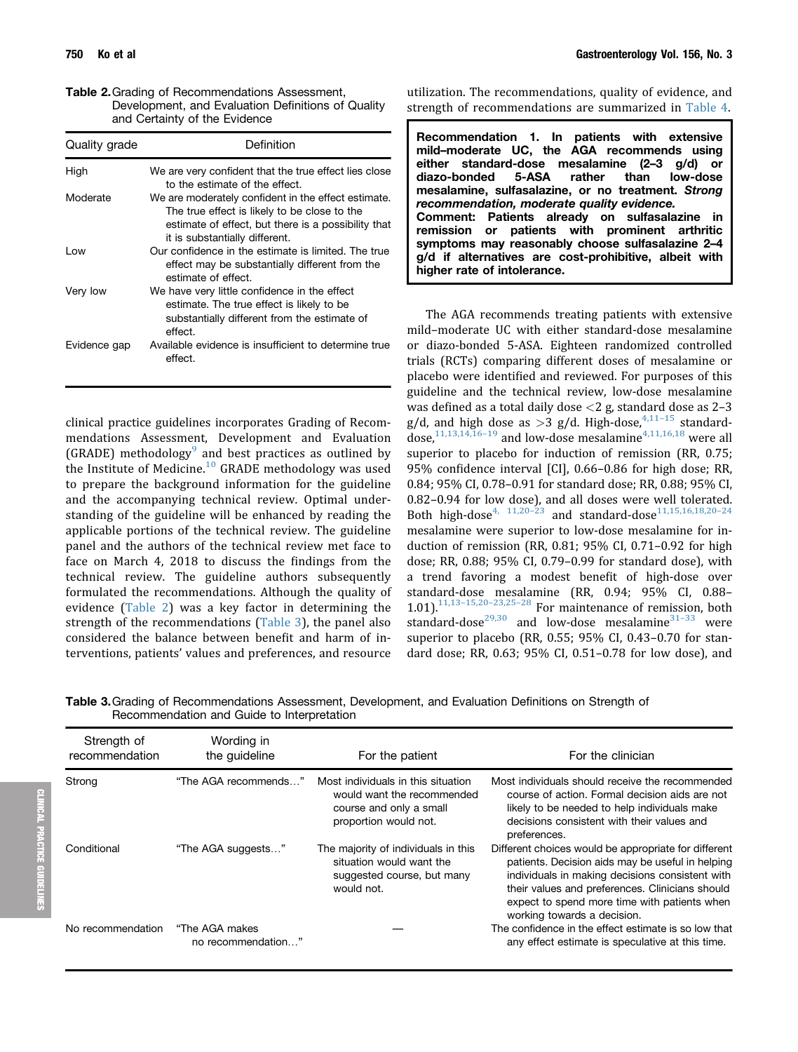**Table 2.** Grading of Recommendations Assessment, Development, and Evaluation Definitions of Quality and Certainty of the Evidence

| Quality grade | Definition |
| --- | --- |
| High | We are very confident that the true effect lies close to the estimate of the effect. |
| Moderate | We are moderately confident in the effect estimate. The true effect is likely to be close to the estimate of effect, but there is a possibility that it is substantially different. |
| Low | Our confidence in the estimate is limited. The true effect may be substantially different from the estimate of effect. |
| Very low | We have very little confidence in the effect estimate. The true effect is likely to be substantially different from the estimate of effect. |
| Evidence gap | Available evidence is insufficient to determine true effect. |

clinical practice guidelines incorporates Grading of Recommendations Assessment, Development and Evaluation (GRADE) methodology[9] and best practices as outlined by the Institute of Medicine.[10] GRADE methodology was used to prepare the background information for the guideline and the accompanying technical review. Optimal understanding of the guideline will be enhanced by reading the applicable portions of the technical review. The guideline panel and the authors of the technical review met face to face on March 4, 2018 to discuss the findings from the technical review. The guideline authors subsequently formulated the recommendations. Although the quality of evidence (Table 2) was a key factor in determining the strength of the recommendations (Table 3), the panel also considered the balance between benefit and harm of interventions, patients' values and preferences, and resource utilization. The recommendations, quality of evidence, and strength of recommendations are summarized in Table 4.

> **Recommendation 1. In patients with extensive mild–moderate UC, the AGA recommends using either standard-dose mesalamine (2–3 g/d) or diazo-bonded 5-ASA rather than low-dose mesalamine, sulfasalazine, or no treatment. *Strong recommendation, moderate quality evidence.***
>
> **Comment: Patients already on sulfasalazine in remission or patients with prominent arthritic symptoms may reasonably choose sulfasalazine 2–4 g/d if alternatives are cost-prohibitive, albeit with higher rate of intolerance.**

The AGA recommends treating patients with extensive mild–moderate UC with either standard-dose mesalamine or diazo-bonded 5-ASA. Eighteen randomized controlled trials (RCTs) comparing different doses of mesalamine or placebo were identified and reviewed. For purposes of this guideline and the technical review, low-dose mesalamine was defined as a total daily dose <2 g, standard dose as 2–3 g/d, and high dose as >3 g/d. High-dose,[4,11–15] standard-dose,[11,13,14,16–19] and low-dose mesalamine[4,11,16,18] were all superior to placebo for induction of remission (RR, 0.75; 95% confidence interval [CI], 0.66–0.86 for high dose; RR, 0.84; 95% CI, 0.78–0.91 for standard dose; RR, 0.88; 95% CI, 0.82–0.94 for low dose), and all doses were well tolerated. Both high-dose[4, 11,20–23] and standard-dose[11,15,16,18,20–24] mesalamine were superior to low-dose mesalamine for induction of remission (RR, 0.81; 95% CI, 0.71–0.92 for high dose; RR, 0.88; 95% CI, 0.79–0.99 for standard dose), with a trend favoring a modest benefit of high-dose over standard-dose mesalamine (RR, 0.94; 95% CI, 0.88–1.01).[11,13–15,20–23,25–28] For maintenance of remission, both standard-dose[29,30] and low-dose mesalamine[31–33] were superior to placebo (RR, 0.55; 95% CI, 0.43–0.70 for standard dose; RR, 0.63; 95% CI, 0.51–0.78 for low dose), and

**Table 3.** Grading of Recommendations Assessment, Development, and Evaluation Definitions on Strength of Recommendation and Guide to Interpretation

| Strength of recommendation | Wording in the guideline | For the patient | For the clinician |
| --- | --- | --- | --- |
| Strong | "The AGA recommends…" | Most individuals in this situation would want the recommended course and only a small proportion would not. | Most individuals should receive the recommended course of action. Formal decision aids are not likely to be needed to help individuals make decisions consistent with their values and preferences. |
| Conditional | "The AGA suggests…" | The majority of individuals in this situation would want the suggested course, but many would not. | Different choices would be appropriate for different patients. Decision aids may be useful in helping individuals in making decisions consistent with their values and preferences. Clinicians should expect to spend more time with patients when working towards a decision. |
| No recommendation | "The AGA makes no recommendation…" | — | The confidence in the effect estimate is so low that any effect estimate is speculative at this time. |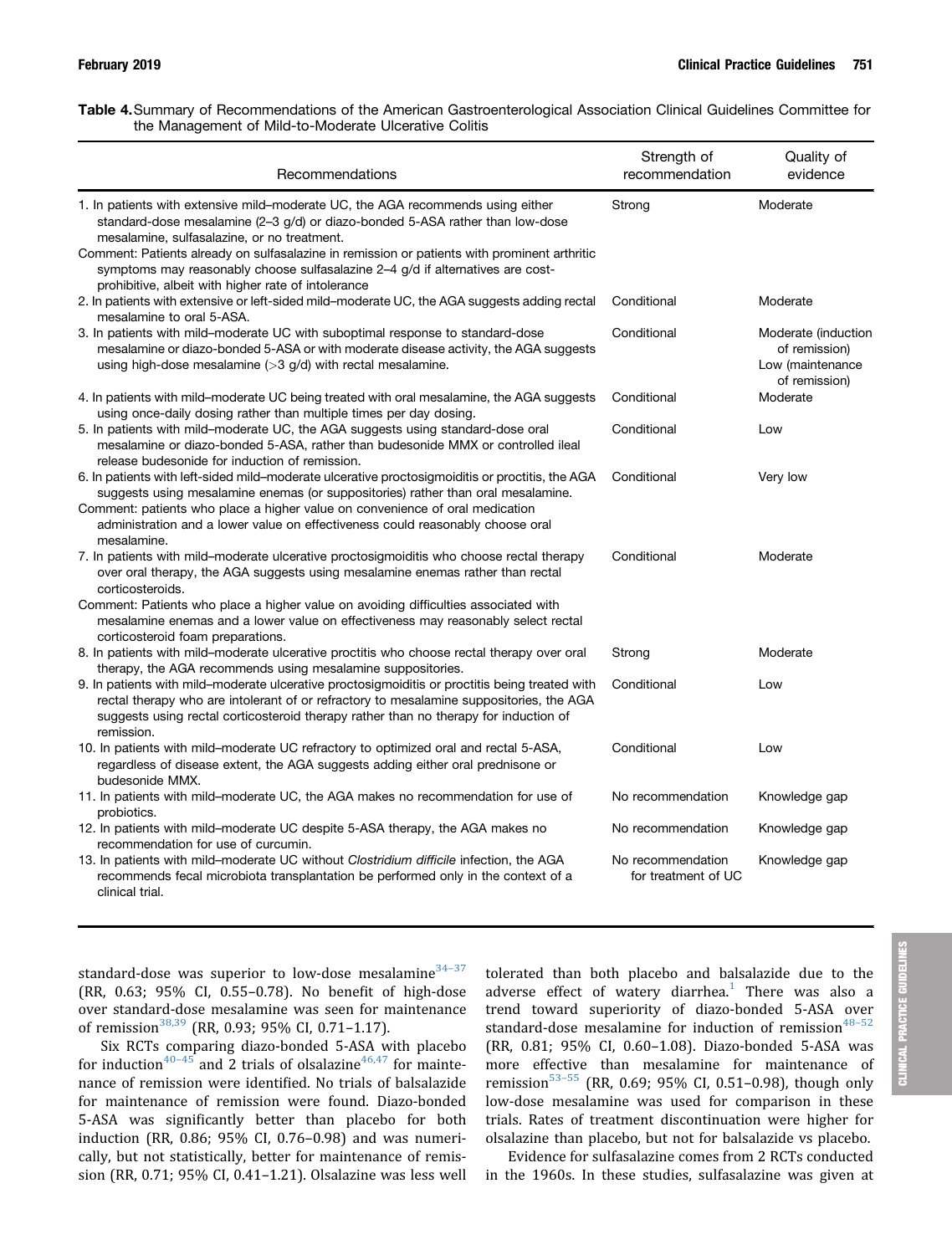**Table 4.** Summary of Recommendations of the American Gastroenterological Association Clinical Guidelines Committee for the Management of Mild-to-Moderate Ulcerative Colitis

| Recommendations | Strength of recommendation | Quality of evidence |
| --- | --- | --- |
| 1. In patients with extensive mild–moderate UC, the AGA recommends using either standard-dose mesalamine (2–3 g/d) or diazo-bonded 5-ASA rather than low-dose mesalamine, sulfasalazine, or no treatment.<br>Comment: Patients already on sulfasalazine in remission or patients with prominent arthritic symptoms may reasonably choose sulfasalazine 2–4 g/d if alternatives are cost-prohibitive, albeit with higher rate of intolerance | Strong | Moderate |
| 2. In patients with extensive or left-sided mild–moderate UC, the AGA suggests adding rectal mesalamine to oral 5-ASA. | Conditional | Moderate |
| 3. In patients with mild–moderate UC with suboptimal response to standard-dose mesalamine or diazo-bonded 5-ASA or with moderate disease activity, the AGA suggests using high-dose mesalamine (>3 g/d) with rectal mesalamine. | Conditional | Moderate (induction of remission)<br>Low (maintenance of remission) |
| 4. In patients with mild–moderate UC being treated with oral mesalamine, the AGA suggests using once-daily dosing rather than multiple times per day dosing. | Conditional | Moderate |
| 5. In patients with mild–moderate UC, the AGA suggests using standard-dose oral mesalamine or diazo-bonded 5-ASA, rather than budesonide MMX or controlled ileal release budesonide for induction of remission. | Conditional | Low |
| 6. In patients with left-sided mild–moderate ulcerative proctosigmoiditis or proctitis, the AGA suggests using mesalamine enemas (or suppositories) rather than oral mesalamine.<br>Comment: patients who place a higher value on convenience of oral medication administration and a lower value on effectiveness could reasonably choose oral mesalamine. | Conditional | Very low |
| 7. In patients with mild–moderate ulcerative proctosigmoiditis who choose rectal therapy over oral therapy, the AGA suggests using mesalamine enemas rather than rectal corticosteroids.<br>Comment: Patients who place a higher value on avoiding difficulties associated with mesalamine enemas and a lower value on effectiveness may reasonably select rectal corticosteroid foam preparations. | Conditional | Moderate |
| 8. In patients with mild–moderate ulcerative proctitis who choose rectal therapy over oral therapy, the AGA recommends using mesalamine suppositories. | Strong | Moderate |
| 9. In patients with mild–moderate ulcerative proctosigmoiditis or proctitis being treated with rectal therapy who are intolerant of or refractory to mesalamine suppositories, the AGA suggests using rectal corticosteroid therapy rather than no therapy for induction of remission. | Conditional | Low |
| 10. In patients with mild–moderate UC refractory to optimized oral and rectal 5-ASA, regardless of disease extent, the AGA suggests adding either oral prednisone or budesonide MMX. | Conditional | Low |
| 11. In patients with mild–moderate UC, the AGA makes no recommendation for use of probiotics. | No recommendation | Knowledge gap |
| 12. In patients with mild–moderate UC despite 5-ASA therapy, the AGA makes no recommendation for use of curcumin. | No recommendation | Knowledge gap |
| 13. In patients with mild–moderate UC without *Clostridium difficile* infection, the AGA recommends fecal microbiota transplantation be performed only in the context of a clinical trial. | No recommendation for treatment of UC | Knowledge gap |

standard-dose was superior to low-dose mesalamine[34–37] (RR, 0.63; 95% CI, 0.55–0.78). No benefit of high-dose over standard-dose mesalamine was seen for maintenance of remission[38,39] (RR, 0.93; 95% CI, 0.71–1.17).

Six RCTs comparing diazo-bonded 5-ASA with placebo for induction[40–45] and 2 trials of olsalazine[46,47] for maintenance of remission were identified. No trials of balsalazide for maintenance of remission were found. Diazo-bonded 5-ASA was significantly better than placebo for both induction (RR, 0.86; 95% CI, 0.76–0.98) and was numerically, but not statistically, better for maintenance of remission (RR, 0.71; 95% CI, 0.41–1.21). Olsalazine was less well tolerated than both placebo and balsalazide due to the adverse effect of watery diarrhea.[1] There was also a trend toward superiority of diazo-bonded 5-ASA over standard-dose mesalamine for induction of remission[48–52] (RR, 0.81; 95% CI, 0.60–1.08). Diazo-bonded 5-ASA was more effective than mesalamine for maintenance of remission[53–55] (RR, 0.69; 95% CI, 0.51–0.98), though only low-dose mesalamine was used for comparison in these trials. Rates of treatment discontinuation were higher for olsalazine than placebo, but not for balsalazide vs placebo.

Evidence for sulfasalazine comes from 2 RCTs conducted in the 1960s. In these studies, sulfasalazine was given at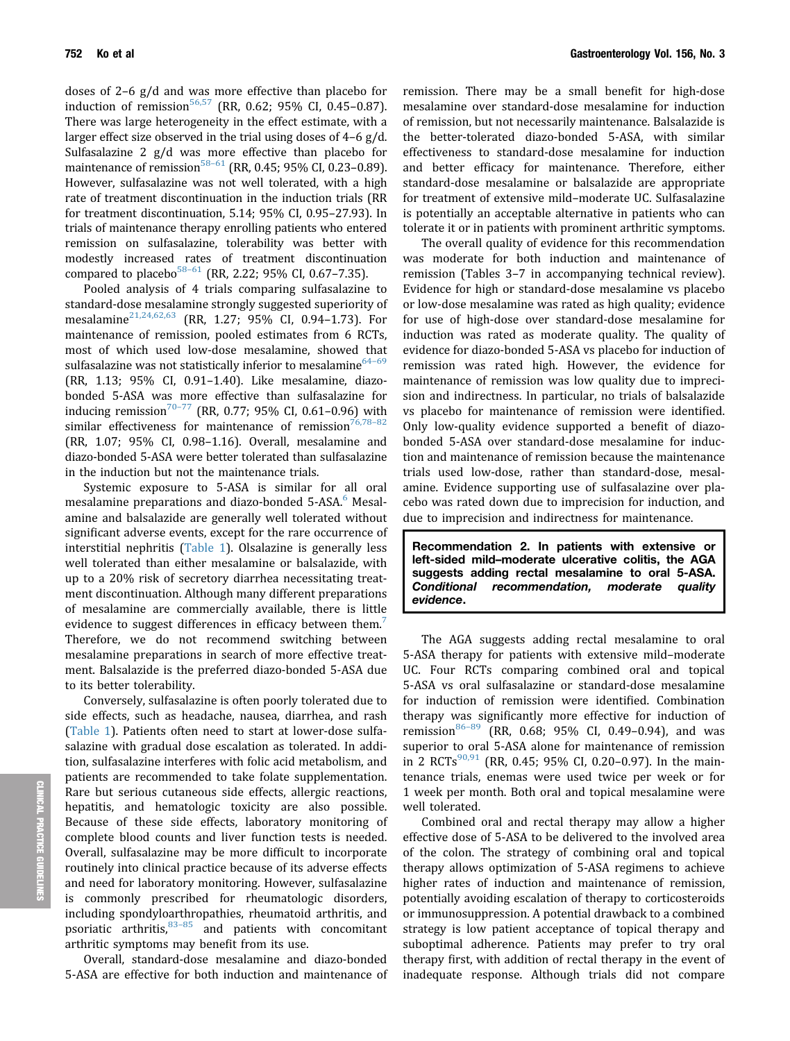doses of 2–6 g/d and was more effective than placebo for induction of remission[56,57] (RR, 0.62; 95% CI, 0.45–0.87). There was large heterogeneity in the effect estimate, with a larger effect size observed in the trial using doses of 4–6 g/d. Sulfasalazine 2 g/d was more effective than placebo for maintenance of remission[58–61] (RR, 0.45; 95% CI, 0.23–0.89). However, sulfasalazine was not well tolerated, with a high rate of treatment discontinuation in the induction trials (RR for treatment discontinuation, 5.14; 95% CI, 0.95–27.93). In trials of maintenance therapy enrolling patients who entered remission on sulfasalazine, tolerability was better with modestly increased rates of treatment discontinuation compared to placebo[58–61] (RR, 2.22; 95% CI, 0.67–7.35).

Pooled analysis of 4 trials comparing sulfasalazine to standard-dose mesalamine strongly suggested superiority of mesalamine[21,24,62,63] (RR, 1.27; 95% CI, 0.94–1.73). For maintenance of remission, pooled estimates from 6 RCTs, most of which used low-dose mesalamine, showed that sulfasalazine was not statistically inferior to mesalamine[64–69] (RR, 1.13; 95% CI, 0.91–1.40). Like mesalamine, diazo-bonded 5-ASA was more effective than sulfasalazine for inducing remission[70–77] (RR, 0.77; 95% CI, 0.61–0.96) with similar effectiveness for maintenance of remission[76,78–82] (RR, 1.07; 95% CI, 0.98–1.16). Overall, mesalamine and diazo-bonded 5-ASA were better tolerated than sulfasalazine in the induction but not the maintenance trials.

Systemic exposure to 5-ASA is similar for all oral mesalamine preparations and diazo-bonded 5-ASA.[6] Mesalamine and balsalazide are generally well tolerated without significant adverse events, except for the rare occurrence of interstitial nephritis (Table 1). Olsalazine is generally less well tolerated than either mesalamine or balsalazide, with up to a 20% risk of secretory diarrhea necessitating treatment discontinuation. Although many different preparations of mesalamine are commercially available, there is little evidence to suggest differences in efficacy between them.[7] Therefore, we do not recommend switching between mesalamine preparations in search of more effective treatment. Balsalazide is the preferred diazo-bonded 5-ASA due to its better tolerability.

Conversely, sulfasalazine is often poorly tolerated due to side effects, such as headache, nausea, diarrhea, and rash (Table 1). Patients often need to start at lower-dose sulfasalazine with gradual dose escalation as tolerated. In addition, sulfasalazine interferes with folic acid metabolism, and patients are recommended to take folate supplementation. Rare but serious cutaneous side effects, allergic reactions, hepatitis, and hematologic toxicity are also possible. Because of these side effects, laboratory monitoring of complete blood counts and liver function tests is needed. Overall, sulfasalazine may be more difficult to incorporate routinely into clinical practice because of its adverse effects and need for laboratory monitoring. However, sulfasalazine is commonly prescribed for rheumatologic disorders, including spondyloarthropathies, rheumatoid arthritis, and psoriatic arthritis,[83–85] and patients with concomitant arthritic symptoms may benefit from its use.

Overall, standard-dose mesalamine and diazo-bonded 5-ASA are effective for both induction and maintenance of remission. There may be a small benefit for high-dose mesalamine over standard-dose mesalamine for induction of remission, but not necessarily maintenance. Balsalazide is the better-tolerated diazo-bonded 5-ASA, with similar effectiveness to standard-dose mesalamine for induction and better efficacy for maintenance. Therefore, either standard-dose mesalamine or balsalazide are appropriate for treatment of extensive mild–moderate UC. Sulfasalazine is potentially an acceptable alternative in patients who can tolerate it or in patients with prominent arthritic symptoms.

The overall quality of evidence for this recommendation was moderate for both induction and maintenance of remission (Tables 3–7 in accompanying technical review). Evidence for high or standard-dose mesalamine vs placebo or low-dose mesalamine was rated as high quality; evidence for use of high-dose over standard-dose mesalamine for induction was rated as moderate quality. The quality of evidence for diazo-bonded 5-ASA vs placebo for induction of remission was rated high. However, the evidence for maintenance of remission was low quality due to imprecision and indirectness. In particular, no trials of balsalazide vs placebo for maintenance of remission were identified. Only low-quality evidence supported a benefit of diazo-bonded 5-ASA over standard-dose mesalamine for induction and maintenance of remission because the maintenance trials used low-dose, rather than standard-dose, mesalamine. Evidence supporting use of sulfasalazine over placebo was rated down due to imprecision for induction, and due to imprecision and indirectness for maintenance.

**Recommendation 2. In patients with extensive or left-sided mild–moderate ulcerative colitis, the AGA suggests adding rectal mesalamine to oral 5-ASA. *Conditional recommendation, moderate quality evidence*.**

The AGA suggests adding rectal mesalamine to oral 5-ASA therapy for patients with extensive mild–moderate UC. Four RCTs comparing combined oral and topical 5-ASA vs oral sulfasalazine or standard-dose mesalamine for induction of remission were identified. Combination therapy was significantly more effective for induction of remission[86–89] (RR, 0.68; 95% CI, 0.49–0.94), and was superior to oral 5-ASA alone for maintenance of remission in 2 RCTs[90,91] (RR, 0.45; 95% CI, 0.20–0.97). In the maintenance trials, enemas were used twice per week or for 1 week per month. Both oral and topical mesalamine were well tolerated.

Combined oral and rectal therapy may allow a higher effective dose of 5-ASA to be delivered to the involved area of the colon. The strategy of combining oral and topical therapy allows optimization of 5-ASA regimens to achieve higher rates of induction and maintenance of remission, potentially avoiding escalation of therapy to corticosteroids or immunosuppression. A potential drawback to a combined strategy is low patient acceptance of topical therapy and suboptimal adherence. Patients may prefer to try oral therapy first, with addition of rectal therapy in the event of inadequate response. Although trials did not compare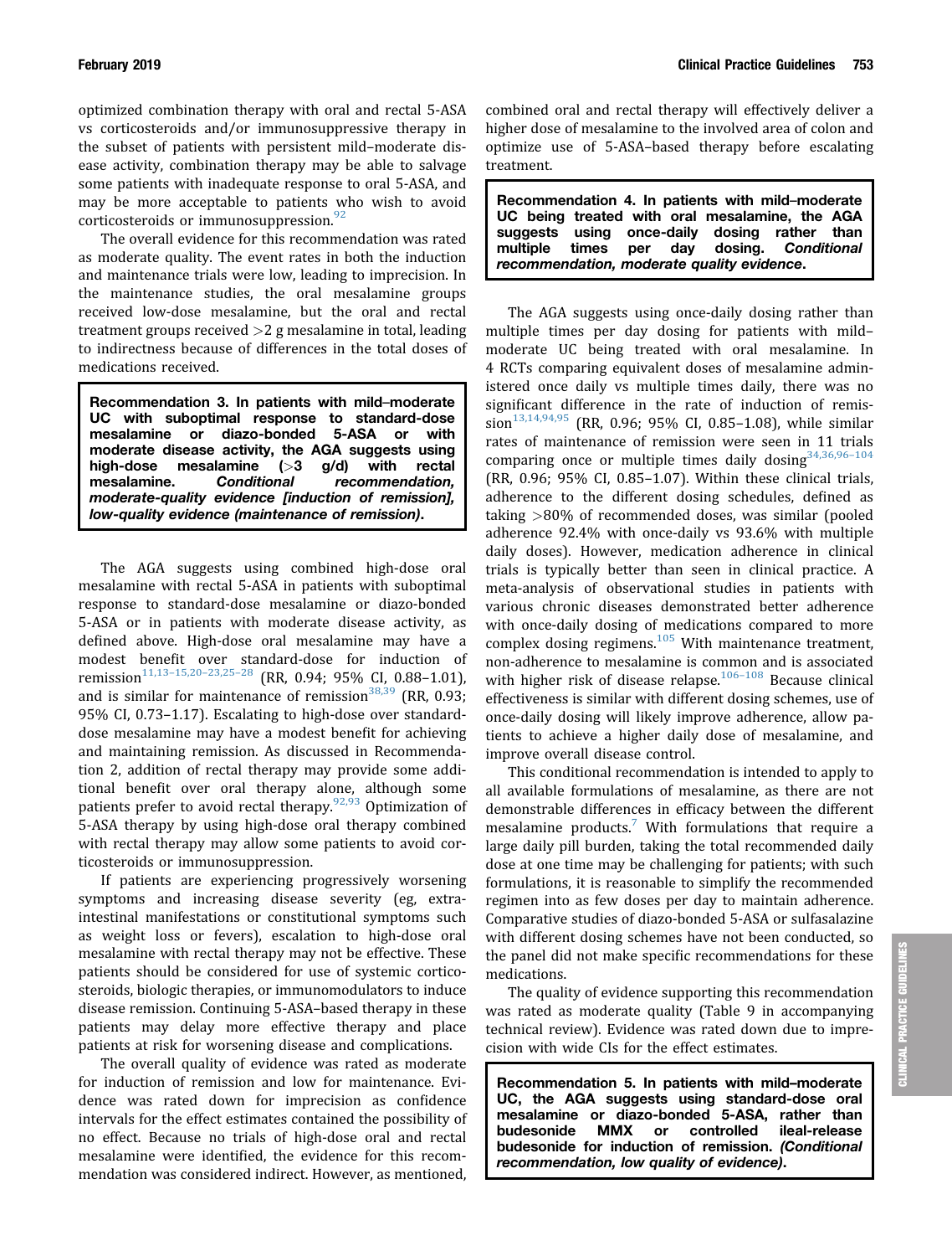optimized combination therapy with oral and rectal 5-ASA vs corticosteroids and/or immunosuppressive therapy in the subset of patients with persistent mild–moderate disease activity, combination therapy may be able to salvage some patients with inadequate response to oral 5-ASA, and may be more acceptable to patients who wish to avoid corticosteroids or immunosuppression.[92]

The overall evidence for this recommendation was rated as moderate quality. The event rates in both the induction and maintenance trials were low, leading to imprecision. In the maintenance studies, the oral mesalamine groups received low-dose mesalamine, but the oral and rectal treatment groups received >2 g mesalamine in total, leading to indirectness because of differences in the total doses of medications received.

**Recommendation 3. In patients with mild–moderate UC with suboptimal response to standard-dose mesalamine or diazo-bonded 5-ASA or with moderate disease activity, the AGA suggests using high-dose mesalamine (>3 g/d) with rectal mesalamine. *Conditional recommendation, moderate-quality evidence [induction of remission], low-quality evidence (maintenance of remission)*.**

The AGA suggests using combined high-dose oral mesalamine with rectal 5-ASA in patients with suboptimal response to standard-dose mesalamine or diazo-bonded 5-ASA or in patients with moderate disease activity, as defined above. High-dose oral mesalamine may have a modest benefit over standard-dose for induction of remission[11,13–15,20–23,25–28] (RR, 0.94; 95% CI, 0.88–1.01), and is similar for maintenance of remission[38,39] (RR, 0.93; 95% CI, 0.73–1.17). Escalating to high-dose over standard-dose mesalamine may have a modest benefit for achieving and maintaining remission. As discussed in Recommendation 2, addition of rectal therapy may provide some additional benefit over oral therapy alone, although some patients prefer to avoid rectal therapy.[92,93] Optimization of 5-ASA therapy by using high-dose oral therapy combined with rectal therapy may allow some patients to avoid corticosteroids or immunosuppression.

If patients are experiencing progressively worsening symptoms and increasing disease severity (eg, extraintestinal manifestations or constitutional symptoms such as weight loss or fevers), escalation to high-dose oral mesalamine with rectal therapy may not be effective. These patients should be considered for use of systemic corticosteroids, biologic therapies, or immunomodulators to induce disease remission. Continuing 5-ASA–based therapy in these patients may delay more effective therapy and place patients at risk for worsening disease and complications.

The overall quality of evidence was rated as moderate for induction of remission and low for maintenance. Evidence was rated down for imprecision as confidence intervals for the effect estimates contained the possibility of no effect. Because no trials of high-dose oral and rectal mesalamine were identified, the evidence for this recommendation was considered indirect. However, as mentioned, combined oral and rectal therapy will effectively deliver a higher dose of mesalamine to the involved area of colon and optimize use of 5-ASA–based therapy before escalating treatment.

**Recommendation 4. In patients with mild–moderate UC being treated with oral mesalamine, the AGA suggests using once-daily dosing rather than multiple times per day dosing. *Conditional recommendation, moderate quality evidence*.**

The AGA suggests using once-daily dosing rather than multiple times per day dosing for patients with mild–moderate UC being treated with oral mesalamine. In 4 RCTs comparing equivalent doses of mesalamine administered once daily vs multiple times daily, there was no significant difference in the rate of induction of remission[13,14,94,95] (RR, 0.96; 95% CI, 0.85–1.08), while similar rates of maintenance of remission were seen in 11 trials comparing once or multiple times daily dosing[34,36,96–104] (RR, 0.96; 95% CI, 0.85–1.07). Within these clinical trials, adherence to the different dosing schedules, defined as taking >80% of recommended doses, was similar (pooled adherence 92.4% with once-daily vs 93.6% with multiple daily doses). However, medication adherence in clinical trials is typically better than seen in clinical practice. A meta-analysis of observational studies in patients with various chronic diseases demonstrated better adherence with once-daily dosing of medications compared to more complex dosing regimens.[105] With maintenance treatment, non-adherence to mesalamine is common and is associated with higher risk of disease relapse.[106–108] Because clinical effectiveness is similar with different dosing schemes, use of once-daily dosing will likely improve adherence, allow patients to achieve a higher daily dose of mesalamine, and improve overall disease control.

This conditional recommendation is intended to apply to all available formulations of mesalamine, as there are not demonstrable differences in efficacy between the different mesalamine products.[7] With formulations that require a large daily pill burden, taking the total recommended daily dose at one time may be challenging for patients; with such formulations, it is reasonable to simplify the recommended regimen into as few doses per day to maintain adherence. Comparative studies of diazo-bonded 5-ASA or sulfasalazine with different dosing schemes have not been conducted, so the panel did not make specific recommendations for these medications.

The quality of evidence supporting this recommendation was rated as moderate quality (Table 9 in accompanying technical review). Evidence was rated down due to imprecision with wide CIs for the effect estimates.

**Recommendation 5. In patients with mild–moderate UC, the AGA suggests using standard-dose oral mesalamine or diazo-bonded 5-ASA, rather than budesonide MMX or controlled ileal-release budesonide for induction of remission. *(Conditional recommendation, low quality of evidence)*.**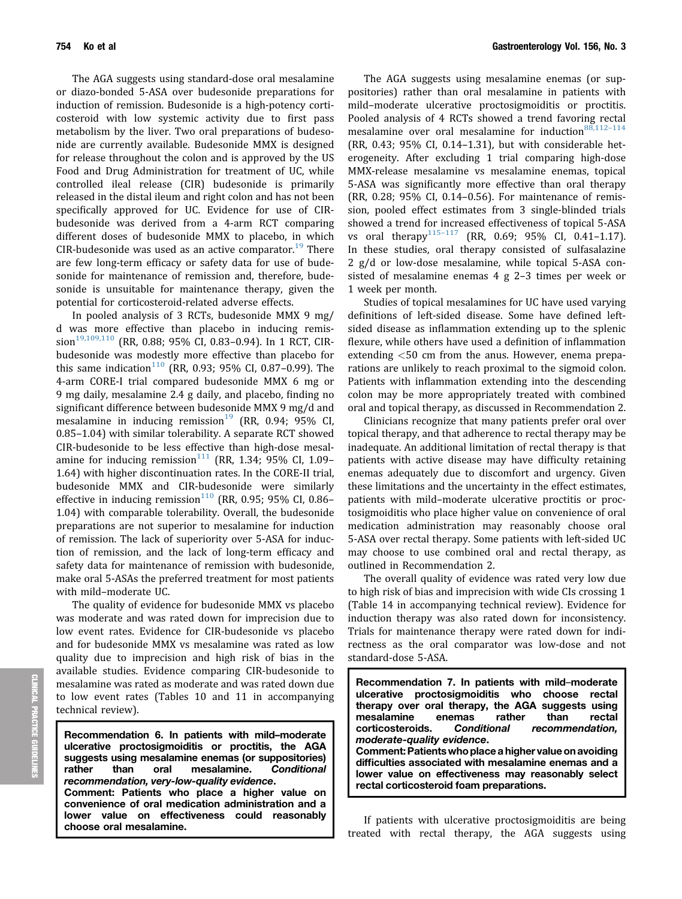The AGA suggests using standard-dose oral mesalamine or diazo-bonded 5-ASA over budesonide preparations for induction of remission. Budesonide is a high-potency corticosteroid with low systemic activity due to first pass metabolism by the liver. Two oral preparations of budesonide are currently available. Budesonide MMX is designed for release throughout the colon and is approved by the US Food and Drug Administration for treatment of UC, while controlled ileal release (CIR) budesonide is primarily released in the distal ileum and right colon and has not been specifically approved for UC. Evidence for use of CIR-budesonide was derived from a 4-arm RCT comparing different doses of budesonide MMX to placebo, in which CIR-budesonide was used as an active comparator.[19] There are few long-term efficacy or safety data for use of budesonide for maintenance of remission and, therefore, budesonide is unsuitable for maintenance therapy, given the potential for corticosteroid-related adverse effects.

In pooled analysis of 3 RCTs, budesonide MMX 9 mg/d was more effective than placebo in inducing remission[19,109,110] (RR, 0.88; 95% CI, 0.83–0.94). In 1 RCT, CIR-budesonide was modestly more effective than placebo for this same indication[110] (RR, 0.93; 95% CI, 0.87–0.99). The 4-arm CORE-I trial compared budesonide MMX 6 mg or 9 mg daily, mesalamine 2.4 g daily, and placebo, finding no significant difference between budesonide MMX 9 mg/d and mesalamine in inducing remission[19] (RR, 0.94; 95% CI, 0.85–1.04) with similar tolerability. A separate RCT showed CIR-budesonide to be less effective than high-dose mesalamine for inducing remission[111] (RR, 1.34; 95% CI, 1.09–1.64) with higher discontinuation rates. In the CORE-II trial, budesonide MMX and CIR-budesonide were similarly effective in inducing remission[110] (RR, 0.95; 95% CI, 0.86–1.04) with comparable tolerability. Overall, the budesonide preparations are not superior to mesalamine for induction of remission. The lack of superiority over 5-ASA for induction of remission, and the lack of long-term efficacy and safety data for maintenance of remission with budesonide, make oral 5-ASAs the preferred treatment for most patients with mild–moderate UC.

The quality of evidence for budesonide MMX vs placebo was moderate and was rated down for imprecision due to low event rates. Evidence for CIR-budesonide vs placebo and for budesonide MMX vs mesalamine was rated as low quality due to imprecision and high risk of bias in the available studies. Evidence comparing CIR-budesonide to mesalamine was rated as moderate and was rated down due to low event rates (Tables 10 and 11 in accompanying technical review).

**Recommendation 6. In patients with mild–moderate ulcerative proctosigmoiditis or proctitis, the AGA suggests using mesalamine enemas (or suppositories) rather than oral mesalamine. *Conditional recommendation, very-low-quality evidence*.**
**Comment: Patients who place a higher value on convenience of oral medication administration and a lower value on effectiveness could reasonably choose oral mesalamine.**

The AGA suggests using mesalamine enemas (or suppositories) rather than oral mesalamine in patients with mild–moderate ulcerative proctosigmoiditis or proctitis. Pooled analysis of 4 RCTs showed a trend favoring rectal mesalamine over oral mesalamine for induction[88,112–114] (RR, 0.43; 95% CI, 0.14–1.31), but with considerable heterogeneity. After excluding 1 trial comparing high-dose MMX-release mesalamine vs mesalamine enemas, topical 5-ASA was significantly more effective than oral therapy (RR, 0.28; 95% CI, 0.14–0.56). For maintenance of remission, pooled effect estimates from 3 single-blinded trials showed a trend for increased effectiveness of topical 5-ASA vs oral therapy[115–117] (RR, 0.69; 95% CI, 0.41–1.17). In these studies, oral therapy consisted of sulfasalazine 2 g/d or low-dose mesalamine, while topical 5-ASA consisted of mesalamine enemas 4 g 2–3 times per week or 1 week per month.

Studies of topical mesalamines for UC have used varying definitions of left-sided disease. Some have defined left-sided disease as inflammation extending up to the splenic flexure, while others have used a definition of inflammation extending <50 cm from the anus. However, enema preparations are unlikely to reach proximal to the sigmoid colon. Patients with inflammation extending into the descending colon may be more appropriately treated with combined oral and topical therapy, as discussed in Recommendation 2.

Clinicians recognize that many patients prefer oral over topical therapy, and that adherence to rectal therapy may be inadequate. An additional limitation of rectal therapy is that patients with active disease may have difficulty retaining enemas adequately due to discomfort and urgency. Given these limitations and the uncertainty in the effect estimates, patients with mild–moderate ulcerative proctitis or proctosigmoiditis who place higher value on convenience of oral medication administration may reasonably choose oral 5-ASA over rectal therapy. Some patients with left-sided UC may choose to use combined oral and rectal therapy, as outlined in Recommendation 2.

The overall quality of evidence was rated very low due to high risk of bias and imprecision with wide CIs crossing 1 (Table 14 in accompanying technical review). Evidence for induction therapy was also rated down for inconsistency. Trials for maintenance therapy were rated down for indirectness as the oral comparator was low-dose and not standard-dose 5-ASA.

**Recommendation 7. In patients with mild–moderate ulcerative proctosigmoiditis who choose rectal therapy over oral therapy, the AGA suggests using mesalamine enemas rather than rectal corticosteroids. *Conditional recommendation, moderate-quality evidence*.**
**Comment: Patients who place a higher value on avoiding difficulties associated with mesalamine enemas and a lower value on effectiveness may reasonably select rectal corticosteroid foam preparations.**

If patients with ulcerative proctosigmoiditis are being treated with rectal therapy, the AGA suggests using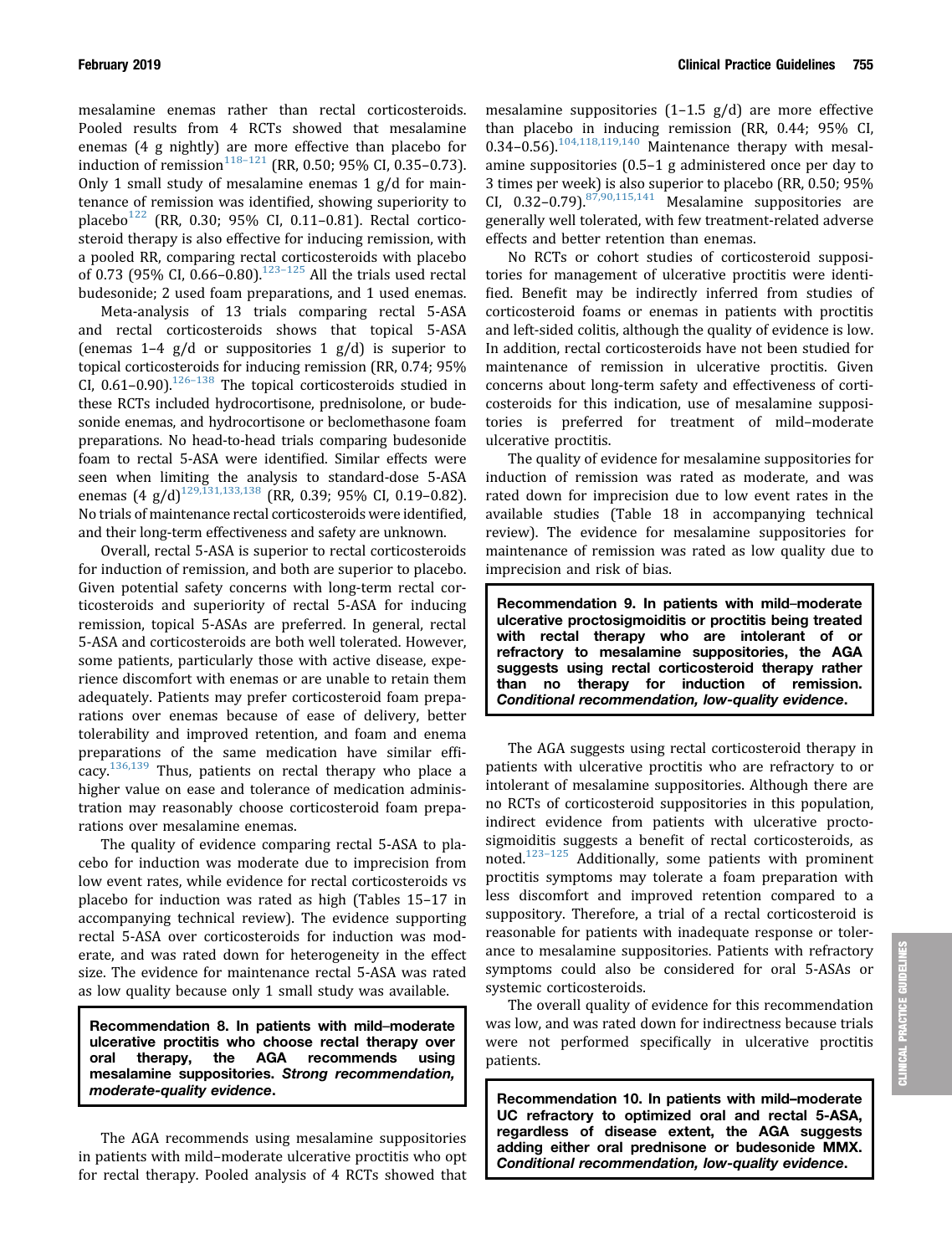mesalamine enemas rather than rectal corticosteroids. Pooled results from 4 RCTs showed that mesalamine enemas (4 g nightly) are more effective than placebo for induction of remission[118–121] (RR, 0.50; 95% CI, 0.35–0.73). Only 1 small study of mesalamine enemas 1 g/d for maintenance of remission was identified, showing superiority to placebo[122] (RR, 0.30; 95% CI, 0.11–0.81). Rectal corticosteroid therapy is also effective for inducing remission, with a pooled RR, comparing rectal corticosteroids with placebo of 0.73 (95% CI, 0.66–0.80).[123–125] All the trials used rectal budesonide; 2 used foam preparations, and 1 used enemas.

Meta-analysis of 13 trials comparing rectal 5-ASA and rectal corticosteroids shows that topical 5-ASA (enemas 1–4 g/d or suppositories 1 g/d) is superior to topical corticosteroids for inducing remission (RR, 0.74; 95% CI, 0.61–0.90).[126–138] The topical corticosteroids studied in these RCTs included hydrocortisone, prednisolone, or budesonide enemas, and hydrocortisone or beclomethasone foam preparations. No head-to-head trials comparing budesonide foam to rectal 5-ASA were identified. Similar effects were seen when limiting the analysis to standard-dose 5-ASA enemas (4 g/d)[129,131,133,138] (RR, 0.39; 95% CI, 0.19–0.82). No trials of maintenance rectal corticosteroids were identified, and their long-term effectiveness and safety are unknown.

Overall, rectal 5-ASA is superior to rectal corticosteroids for induction of remission, and both are superior to placebo. Given potential safety concerns with long-term rectal corticosteroids and superiority of rectal 5-ASA for inducing remission, topical 5-ASAs are preferred. In general, rectal 5-ASA and corticosteroids are both well tolerated. However, some patients, particularly those with active disease, experience discomfort with enemas or are unable to retain them adequately. Patients may prefer corticosteroid foam preparations over enemas because of ease of delivery, better tolerability and improved retention, and foam and enema preparations of the same medication have similar efficacy.[136,139] Thus, patients on rectal therapy who place a higher value on ease and tolerance of medication administration may reasonably choose corticosteroid foam preparations over mesalamine enemas.

The quality of evidence comparing rectal 5-ASA to placebo for induction was moderate due to imprecision from low event rates, while evidence for rectal corticosteroids vs placebo for induction was rated as high (Tables 15–17 in accompanying technical review). The evidence supporting rectal 5-ASA over corticosteroids for induction was moderate, and was rated down for heterogeneity in the effect size. The evidence for maintenance rectal 5-ASA was rated as low quality because only 1 small study was available.

**Recommendation 8. In patients with mild–moderate ulcerative proctitis who choose rectal therapy over oral therapy, the AGA recommends using mesalamine suppositories. *Strong recommendation, moderate-quality evidence*.**

The AGA recommends using mesalamine suppositories in patients with mild–moderate ulcerative proctitis who opt for rectal therapy. Pooled analysis of 4 RCTs showed that mesalamine suppositories (1–1.5 g/d) are more effective than placebo in inducing remission (RR, 0.44; 95% CI, 0.34–0.56).[104,118,119,140] Maintenance therapy with mesalamine suppositories (0.5–1 g administered once per day to 3 times per week) is also superior to placebo (RR, 0.50; 95% CI, 0.32–0.79).[87,90,115,141] Mesalamine suppositories are generally well tolerated, with few treatment-related adverse effects and better retention than enemas.

No RCTs or cohort studies of corticosteroid suppositories for management of ulcerative proctitis were identified. Benefit may be indirectly inferred from studies of corticosteroid foams or enemas in patients with proctitis and left-sided colitis, although the quality of evidence is low. In addition, rectal corticosteroids have not been studied for maintenance of remission in ulcerative proctitis. Given concerns about long-term safety and effectiveness of corticosteroids for this indication, use of mesalamine suppositories is preferred for treatment of mild–moderate ulcerative proctitis.

The quality of evidence for mesalamine suppositories for induction of remission was rated as moderate, and was rated down for imprecision due to low event rates in the available studies (Table 18 in accompanying technical review). The evidence for mesalamine suppositories for maintenance of remission was rated as low quality due to imprecision and risk of bias.

**Recommendation 9. In patients with mild–moderate ulcerative proctosigmoiditis or proctitis being treated with rectal therapy who are intolerant of or refractory to mesalamine suppositories, the AGA suggests using rectal corticosteroid therapy rather than no therapy for induction of remission. *Conditional recommendation, low-quality evidence*.**

The AGA suggests using rectal corticosteroid therapy in patients with ulcerative proctitis who are refractory to or intolerant of mesalamine suppositories. Although there are no RCTs of corticosteroid suppositories in this population, indirect evidence from patients with ulcerative proctosigmoiditis suggests a benefit of rectal corticosteroids, as noted.[123–125] Additionally, some patients with prominent proctitis symptoms may tolerate a foam preparation with less discomfort and improved retention compared to a suppository. Therefore, a trial of a rectal corticosteroid is reasonable for patients with inadequate response or tolerance to mesalamine suppositories. Patients with refractory symptoms could also be considered for oral 5-ASAs or systemic corticosteroids.

The overall quality of evidence for this recommendation was low, and was rated down for indirectness because trials were not performed specifically in ulcerative proctitis patients.

**Recommendation 10. In patients with mild–moderate UC refractory to optimized oral and rectal 5-ASA, regardless of disease extent, the AGA suggests adding either oral prednisone or budesonide MMX. *Conditional recommendation, low-quality evidence*.**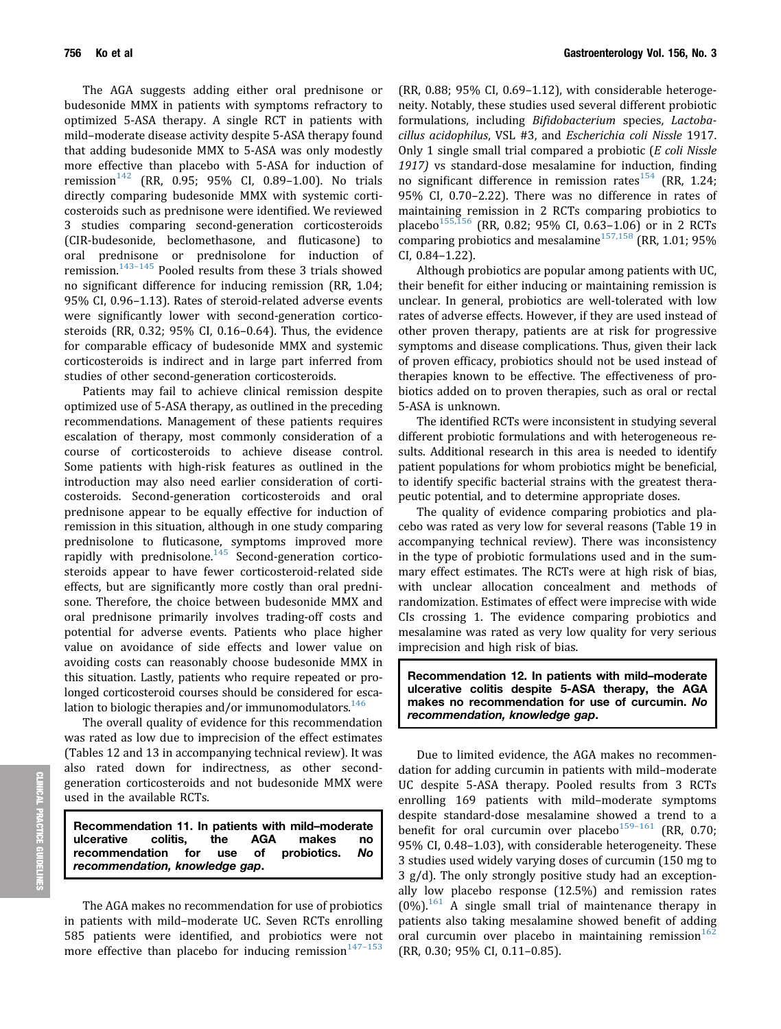The AGA suggests adding either oral prednisone or budesonide MMX in patients with symptoms refractory to optimized 5-ASA therapy. A single RCT in patients with mild–moderate disease activity despite 5-ASA therapy found that adding budesonide MMX to 5-ASA was only modestly more effective than placebo with 5-ASA for induction of remission[142] (RR, 0.95; 95% CI, 0.89–1.00). No trials directly comparing budesonide MMX with systemic corticosteroids such as prednisone were identified. We reviewed 3 studies comparing second-generation corticosteroids (CIR-budesonide, beclomethasone, and fluticasone) to oral prednisone or prednisolone for induction of remission.[143–145] Pooled results from these 3 trials showed no significant difference for inducing remission (RR, 1.04; 95% CI, 0.96–1.13). Rates of steroid-related adverse events were significantly lower with second-generation corticosteroids (RR, 0.32; 95% CI, 0.16–0.64). Thus, the evidence for comparable efficacy of budesonide MMX and systemic corticosteroids is indirect and in large part inferred from studies of other second-generation corticosteroids.

Patients may fail to achieve clinical remission despite optimized use of 5-ASA therapy, as outlined in the preceding recommendations. Management of these patients requires escalation of therapy, most commonly consideration of a course of corticosteroids to achieve disease control. Some patients with high-risk features as outlined in the introduction may also need earlier consideration of corticosteroids. Second-generation corticosteroids and oral prednisone appear to be equally effective for induction of remission in this situation, although in one study comparing prednisolone to fluticasone, symptoms improved more rapidly with prednisolone.[145] Second-generation corticosteroids appear to have fewer corticosteroid-related side effects, but are significantly more costly than oral prednisone. Therefore, the choice between budesonide MMX and oral prednisone primarily involves trading-off costs and potential for adverse events. Patients who place higher value on avoidance of side effects and lower value on avoiding costs can reasonably choose budesonide MMX in this situation. Lastly, patients who require repeated or prolonged corticosteroid courses should be considered for escalation to biologic therapies and/or immunomodulators.[146]

The overall quality of evidence for this recommendation was rated as low due to imprecision of the effect estimates (Tables 12 and 13 in accompanying technical review). It was also rated down for indirectness, as other second-generation corticosteroids and not budesonide MMX were used in the available RCTs.

**Recommendation 11. In patients with mild–moderate ulcerative colitis, the AGA makes no recommendation for use of probiotics. *No recommendation, knowledge gap*.**

The AGA makes no recommendation for use of probiotics in patients with mild–moderate UC. Seven RCTs enrolling 585 patients were identified, and probiotics were not more effective than placebo for inducing remission[147–153] (RR, 0.88; 95% CI, 0.69–1.12), with considerable heterogeneity. Notably, these studies used several different probiotic formulations, including *Bifidobacterium* species, *Lactobacillus acidophilus*, VSL #3, and *Escherichia coli Nissle* 1917. Only 1 single small trial compared a probiotic (*E coli Nissle 1917)* vs standard-dose mesalamine for induction, finding no significant difference in remission rates[154] (RR, 1.24; 95% CI, 0.70–2.22). There was no difference in rates of maintaining remission in 2 RCTs comparing probiotics to placebo[155,156] (RR, 0.82; 95% CI, 0.63–1.06) or in 2 RCTs comparing probiotics and mesalamine[157,158] (RR, 1.01; 95% CI, 0.84–1.22).

Although probiotics are popular among patients with UC, their benefit for either inducing or maintaining remission is unclear. In general, probiotics are well-tolerated with low rates of adverse effects. However, if they are used instead of other proven therapy, patients are at risk for progressive symptoms and disease complications. Thus, given their lack of proven efficacy, probiotics should not be used instead of therapies known to be effective. The effectiveness of probiotics added on to proven therapies, such as oral or rectal 5-ASA is unknown.

The identified RCTs were inconsistent in studying several different probiotic formulations and with heterogeneous results. Additional research in this area is needed to identify patient populations for whom probiotics might be beneficial, to identify specific bacterial strains with the greatest therapeutic potential, and to determine appropriate doses.

The quality of evidence comparing probiotics and placebo was rated as very low for several reasons (Table 19 in accompanying technical review). There was inconsistency in the type of probiotic formulations used and in the summary effect estimates. The RCTs were at high risk of bias, with unclear allocation concealment and methods of randomization. Estimates of effect were imprecise with wide CIs crossing 1. The evidence comparing probiotics and mesalamine was rated as very low quality for very serious imprecision and high risk of bias.

**Recommendation 12. In patients with mild–moderate ulcerative colitis despite 5-ASA therapy, the AGA makes no recommendation for use of curcumin. *No recommendation, knowledge gap*.**

Due to limited evidence, the AGA makes no recommendation for adding curcumin in patients with mild–moderate UC despite 5-ASA therapy. Pooled results from 3 RCTs enrolling 169 patients with mild–moderate symptoms despite standard-dose mesalamine showed a trend to a benefit for oral curcumin over placebo[159–161] (RR, 0.70; 95% CI, 0.48–1.03), with considerable heterogeneity. These 3 studies used widely varying doses of curcumin (150 mg to 3 g/d). The only strongly positive study had an exceptionally low placebo response (12.5%) and remission rates (0%).[161] A single small trial of maintenance therapy in patients also taking mesalamine showed benefit of adding oral curcumin over placebo in maintaining remission[162] (RR, 0.30; 95% CI, 0.11–0.85).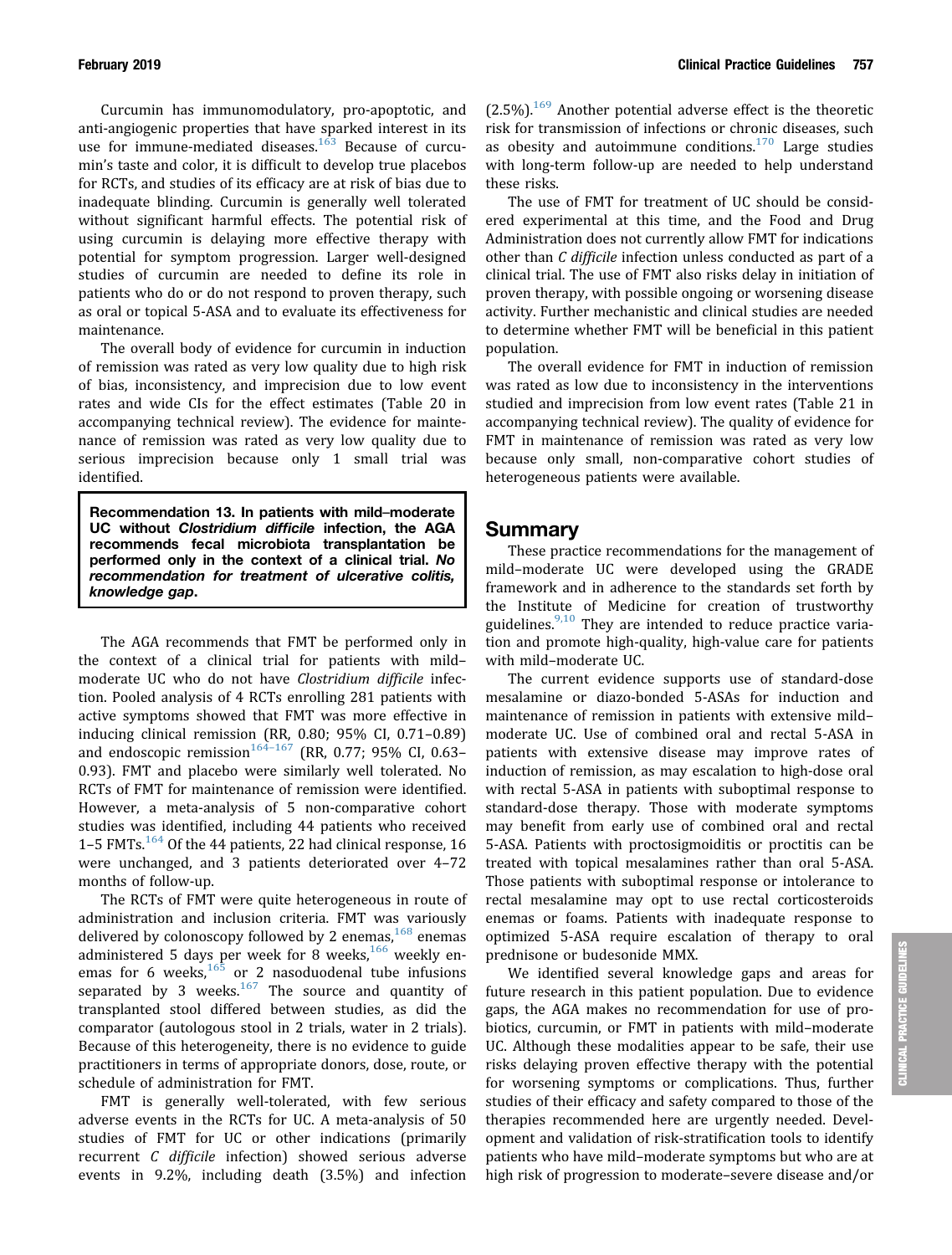Curcumin has immunomodulatory, pro-apoptotic, and anti-angiogenic properties that have sparked interest in its use for immune-mediated diseases.[163] Because of curcumin's taste and color, it is difficult to develop true placebos for RCTs, and studies of its efficacy are at risk of bias due to inadequate blinding. Curcumin is generally well tolerated without significant harmful effects. The potential risk of using curcumin is delaying more effective therapy with potential for symptom progression. Larger well-designed studies of curcumin are needed to define its role in patients who do or do not respond to proven therapy, such as oral or topical 5-ASA and to evaluate its effectiveness for maintenance.

The overall body of evidence for curcumin in induction of remission was rated as very low quality due to high risk of bias, inconsistency, and imprecision due to low event rates and wide CIs for the effect estimates (Table 20 in accompanying technical review). The evidence for maintenance of remission was rated as very low quality due to serious imprecision because only 1 small trial was identified.

> **Recommendation 13. In patients with mild–moderate UC without *Clostridium difficile* infection, the AGA recommends fecal microbiota transplantation be performed only in the context of a clinical trial. *No recommendation for treatment of ulcerative colitis, knowledge gap*.**

The AGA recommends that FMT be performed only in the context of a clinical trial for patients with mild–moderate UC who do not have *Clostridium difficile* infection. Pooled analysis of 4 RCTs enrolling 281 patients with active symptoms showed that FMT was more effective in inducing clinical remission (RR, 0.80; 95% CI, 0.71–0.89) and endoscopic remission[164–167] (RR, 0.77; 95% CI, 0.63–0.93). FMT and placebo were similarly well tolerated. No RCTs of FMT for maintenance of remission were identified. However, a meta-analysis of 5 non-comparative cohort studies was identified, including 44 patients who received 1–5 FMTs.[164] Of the 44 patients, 22 had clinical response, 16 were unchanged, and 3 patients deteriorated over 4–72 months of follow-up.

The RCTs of FMT were quite heterogeneous in route of administration and inclusion criteria. FMT was variously delivered by colonoscopy followed by 2 enemas,[168] enemas administered 5 days per week for 8 weeks,[166] weekly enemas for 6 weeks,[165] or 2 nasoduodenal tube infusions separated by 3 weeks.[167] The source and quantity of transplanted stool differed between studies, as did the comparator (autologous stool in 2 trials, water in 2 trials). Because of this heterogeneity, there is no evidence to guide practitioners in terms of appropriate donors, dose, route, or schedule of administration for FMT.

FMT is generally well-tolerated, with few serious adverse events in the RCTs for UC. A meta-analysis of 50 studies of FMT for UC or other indications (primarily recurrent *C difficile* infection) showed serious adverse events in 9.2%, including death (3.5%) and infection (2.5%).[169] Another potential adverse effect is the theoretic risk for transmission of infections or chronic diseases, such as obesity and autoimmune conditions.[170] Large studies with long-term follow-up are needed to help understand these risks.

The use of FMT for treatment of UC should be considered experimental at this time, and the Food and Drug Administration does not currently allow FMT for indications other than *C difficile* infection unless conducted as part of a clinical trial. The use of FMT also risks delay in initiation of proven therapy, with possible ongoing or worsening disease activity. Further mechanistic and clinical studies are needed to determine whether FMT will be beneficial in this patient population.

The overall evidence for FMT in induction of remission was rated as low due to inconsistency in the interventions studied and imprecision from low event rates (Table 21 in accompanying technical review). The quality of evidence for FMT in maintenance of remission was rated as very low because only small, non-comparative cohort studies of heterogeneous patients were available.

## Summary

These practice recommendations for the management of mild–moderate UC were developed using the GRADE framework and in adherence to the standards set forth by the Institute of Medicine for creation of trustworthy guidelines.[9,10] They are intended to reduce practice variation and promote high-quality, high-value care for patients with mild–moderate UC.

The current evidence supports use of standard-dose mesalamine or diazo-bonded 5-ASAs for induction and maintenance of remission in patients with extensive mild–moderate UC. Use of combined oral and rectal 5-ASA in patients with extensive disease may improve rates of induction of remission, as may escalation to high-dose oral with rectal 5-ASA in patients with suboptimal response to standard-dose therapy. Those with moderate symptoms may benefit from early use of combined oral and rectal 5-ASA. Patients with proctosigmoiditis or proctitis can be treated with topical mesalamines rather than oral 5-ASA. Those patients with suboptimal response or intolerance to rectal mesalamine may opt to use rectal corticosteroids enemas or foams. Patients with inadequate response to optimized 5-ASA require escalation of therapy to oral prednisone or budesonide MMX.

We identified several knowledge gaps and areas for future research in this patient population. Due to evidence gaps, the AGA makes no recommendation for use of probiotics, curcumin, or FMT in patients with mild–moderate UC. Although these modalities appear to be safe, their use risks delaying proven effective therapy with the potential for worsening symptoms or complications. Thus, further studies of their efficacy and safety compared to those of the therapies recommended here are urgently needed. Development and validation of risk-stratification tools to identify patients who have mild–moderate symptoms but who are at high risk of progression to moderate–severe disease and/or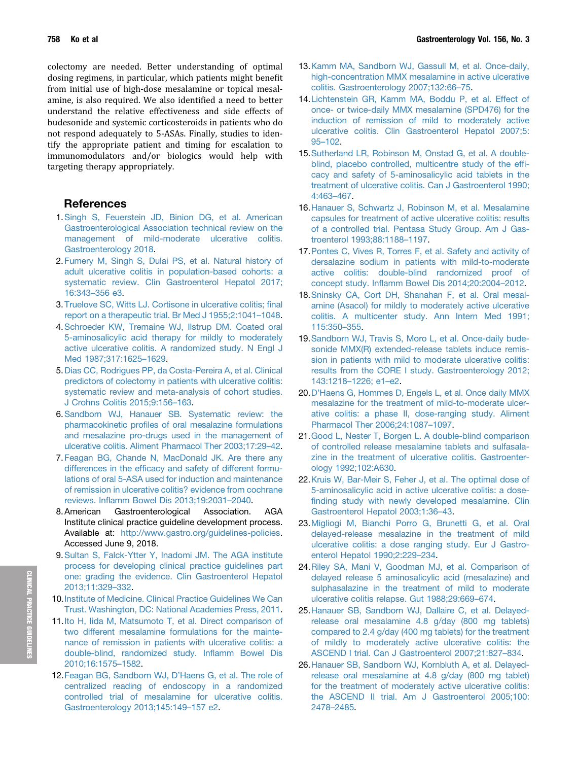colectomy are needed. Better understanding of optimal dosing regimens, in particular, which patients might benefit from initial use of high-dose mesalamine or topical mesalamine, is also required. We also identified a need to better understand the relative effectiveness and side effects of budesonide and systemic corticosteroids in patients who do not respond adequately to 5-ASAs. Finally, studies to identify the appropriate patient and timing for escalation to immunomodulators and/or biologics would help with targeting therapy appropriately.

## References

1. Singh S, Feuerstein JD, Binion DG, et al. American Gastroenterological Association technical review on the management of mild-moderate ulcerative colitis. Gastroenterology 2018.
2. Fumery M, Singh S, Dulai PS, et al. Natural history of adult ulcerative colitis in population-based cohorts: a systematic review. Clin Gastroenterol Hepatol 2017;16:343–356 e3.
3. Truelove SC, Witts LJ. Cortisone in ulcerative colitis; final report on a therapeutic trial. Br Med J 1955;2:1041–1048.
4. Schroeder KW, Tremaine WJ, Ilstrup DM. Coated oral 5-aminosalicylic acid therapy for mildly to moderately active ulcerative colitis. A randomized study. N Engl J Med 1987;317:1625–1629.
5. Dias CC, Rodrigues PP, da Costa-Pereira A, et al. Clinical predictors of colectomy in patients with ulcerative colitis: systematic review and meta-analysis of cohort studies. J Crohns Colitis 2015;9:156–163.
6. Sandborn WJ, Hanauer SB. Systematic review: the pharmacokinetic profiles of oral mesalazine formulations and mesalazine pro-drugs used in the management of ulcerative colitis. Aliment Pharmacol Ther 2003;17:29–42.
7. Feagan BG, Chande N, MacDonald JK. Are there any differences in the efficacy and safety of different formulations of oral 5-ASA used for induction and maintenance of remission in ulcerative colitis? evidence from cochrane reviews. Inflamm Bowel Dis 2013;19:2031–2040.
8. American Gastroenterological Association. AGA Institute clinical practice guideline development process. Available at: http://www.gastro.org/guidelines-policies. Accessed June 9, 2018.
9. Sultan S, Falck-Ytter Y, Inadomi JM. The AGA institute process for developing clinical practice guidelines part one: grading the evidence. Clin Gastroenterol Hepatol 2013;11:329–332.
10. Institute of Medicine. Clinical Practice Guidelines We Can Trust. Washington, DC: National Academies Press, 2011.
11. Ito H, Iida M, Matsumoto T, et al. Direct comparison of two different mesalamine formulations for the maintenance of remission in patients with ulcerative colitis: a double-blind, randomized study. Inflamm Bowel Dis 2010;16:1575–1582.
12. Feagan BG, Sandborn WJ, D'Haens G, et al. The role of centralized reading of endoscopy in a randomized controlled trial of mesalamine for ulcerative colitis. Gastroenterology 2013;145:149–157 e2.
13. Kamm MA, Sandborn WJ, Gassull M, et al. Once-daily, high-concentration MMX mesalamine in active ulcerative colitis. Gastroenterology 2007;132:66–75.
14. Lichtenstein GR, Kamm MA, Boddu P, et al. Effect of once- or twice-daily MMX mesalamine (SPD476) for the induction of remission of mild to moderately active ulcerative colitis. Clin Gastroenterol Hepatol 2007;5:95–102.
15. Sutherland LR, Robinson M, Onstad G, et al. A double-blind, placebo controlled, multicentre study of the efficacy and safety of 5-aminosalicylic acid tablets in the treatment of ulcerative colitis. Can J Gastroenterol 1990;4:463–467.
16. Hanauer S, Schwartz J, Robinson M, et al. Mesalamine capsules for treatment of active ulcerative colitis: results of a controlled trial. Pentasa Study Group. Am J Gastroenterol 1993;88:1188–1197.
17. Pontes C, Vives R, Torres F, et al. Safety and activity of dersalazine sodium in patients with mild-to-moderate active colitis: double-blind randomized proof of concept study. Inflamm Bowel Dis 2014;20:2004–2012.
18. Sninsky CA, Cort DH, Shanahan F, et al. Oral mesalamine (Asacol) for mildly to moderately active ulcerative colitis. A multicenter study. Ann Intern Med 1991;115:350–355.
19. Sandborn WJ, Travis S, Moro L, et al. Once-daily budesonide MMX(R) extended-release tablets induce remission in patients with mild to moderate ulcerative colitis: results from the CORE I study. Gastroenterology 2012;143:1218–1226; e1–e2.
20. D'Haens G, Hommes D, Engels L, et al. Once daily MMX mesalazine for the treatment of mild-to-moderate ulcerative colitis: a phase II, dose-ranging study. Aliment Pharmacol Ther 2006;24:1087–1097.
21. Good L, Nester T, Borgen L. A double-blind comparison of controlled release mesalamine tablets and sulfasalazine in the treatment of ulcerative colitis. Gastroenterology 1992;102:A630.
22. Kruis W, Bar-Meir S, Feher J, et al. The optimal dose of 5-aminosalicylic acid in active ulcerative colitis: a dose-finding study with newly developed mesalamine. Clin Gastroenterol Hepatol 2003;1:36–43.
23. Migliogi M, Bianchi Porro G, Brunetti G, et al. Oral delayed-release mesalazine in the treatment of mild ulcerative colitis: a dose ranging study. Eur J Gastroenterol Hepatol 1990;2:229–234.
24. Riley SA, Mani V, Goodman MJ, et al. Comparison of delayed release 5 aminosalicylic acid (mesalazine) and sulphasalazine in the treatment of mild to moderate ulcerative colitis relapse. Gut 1988;29:669–674.
25. Hanauer SB, Sandborn WJ, Dallaire C, et al. Delayed-release oral mesalamine 4.8 g/day (800 mg tablets) compared to 2.4 g/day (400 mg tablets) for the treatment of mildly to moderately active ulcerative colitis: the ASCEND I trial. Can J Gastroenterol 2007;21:827–834.
26. Hanauer SB, Sandborn WJ, Kornbluth A, et al. Delayed-release oral mesalamine at 4.8 g/day (800 mg tablet) for the treatment of moderately active ulcerative colitis: the ASCEND II trial. Am J Gastroenterol 2005;100:2478–2485.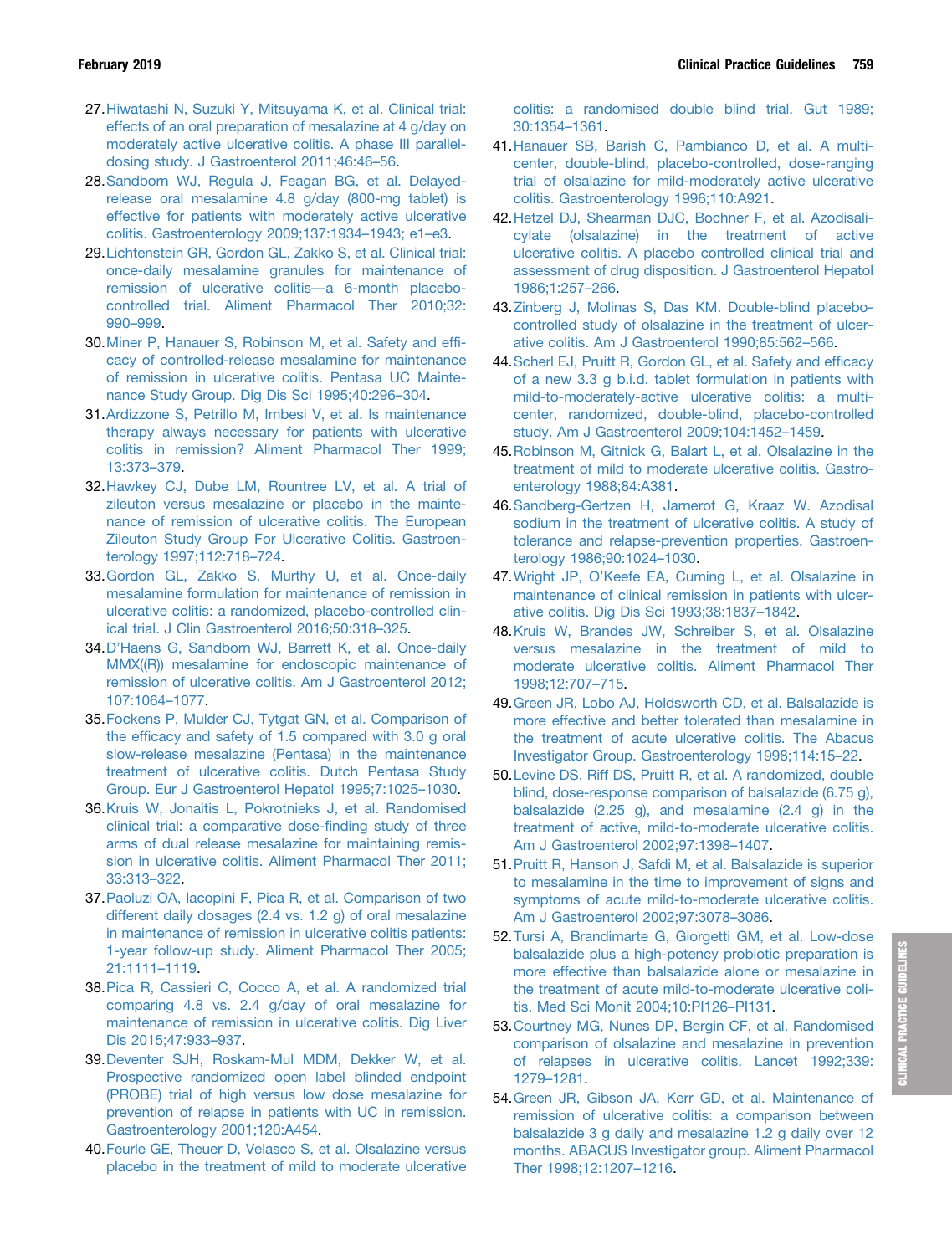27. Hiwatashi N, Suzuki Y, Mitsuyama K, et al. Clinical trial: effects of an oral preparation of mesalazine at 4 g/day on moderately active ulcerative colitis. A phase III parallel-dosing study. J Gastroenterol 2011;46:46–56.
28. Sandborn WJ, Regula J, Feagan BG, et al. Delayed-release oral mesalamine 4.8 g/day (800-mg tablet) is effective for patients with moderately active ulcerative colitis. Gastroenterology 2009;137:1934–1943; e1–e3.
29. Lichtenstein GR, Gordon GL, Zakko S, et al. Clinical trial: once-daily mesalamine granules for maintenance of remission of ulcerative colitis—a 6-month placebo-controlled trial. Aliment Pharmacol Ther 2010;32:990–999.
30. Miner P, Hanauer S, Robinson M, et al. Safety and efficacy of controlled-release mesalamine for maintenance of remission in ulcerative colitis. Pentasa UC Maintenance Study Group. Dig Dis Sci 1995;40:296–304.
31. Ardizzone S, Petrillo M, Imbesi V, et al. Is maintenance therapy always necessary for patients with ulcerative colitis in remission? Aliment Pharmacol Ther 1999;13:373–379.
32. Hawkey CJ, Dube LM, Rountree LV, et al. A trial of zileuton versus mesalazine or placebo in the maintenance of remission of ulcerative colitis. The European Zileuton Study Group For Ulcerative Colitis. Gastroenterology 1997;112:718–724.
33. Gordon GL, Zakko S, Murthy U, et al. Once-daily mesalamine formulation for maintenance of remission in ulcerative colitis: a randomized, placebo-controlled clinical trial. J Clin Gastroenterol 2016;50:318–325.
34. D'Haens G, Sandborn WJ, Barrett K, et al. Once-daily MMX((R)) mesalamine for endoscopic maintenance of remission of ulcerative colitis. Am J Gastroenterol 2012;107:1064–1077.
35. Fockens P, Mulder CJ, Tytgat GN, et al. Comparison of the efficacy and safety of 1.5 compared with 3.0 g oral slow-release mesalazine (Pentasa) in the maintenance treatment of ulcerative colitis. Dutch Pentasa Study Group. Eur J Gastroenterol Hepatol 1995;7:1025–1030.
36. Kruis W, Jonaitis L, Pokrotnieks J, et al. Randomised clinical trial: a comparative dose-finding study of three arms of dual release mesalazine for maintaining remission in ulcerative colitis. Aliment Pharmacol Ther 2011;33:313–322.
37. Paoluzi OA, Iacopini F, Pica R, et al. Comparison of two different daily dosages (2.4 vs. 1.2 g) of oral mesalazine in maintenance of remission in ulcerative colitis patients: 1-year follow-up study. Aliment Pharmacol Ther 2005;21:1111–1119.
38. Pica R, Cassieri C, Cocco A, et al. A randomized trial comparing 4.8 vs. 2.4 g/day of oral mesalazine for maintenance of remission in ulcerative colitis. Dig Liver Dis 2015;47:933–937.
39. Deventer SJH, Roskam-Mul MDM, Dekker W, et al. Prospective randomized open label blinded endpoint (PROBE) trial of high versus low dose mesalazine for prevention of relapse in patients with UC in remission. Gastroenterology 2001;120:A454.
40. Feurle GE, Theuer D, Velasco S, et al. Olsalazine versus placebo in the treatment of mild to moderate ulcerative colitis: a randomised double blind trial. Gut 1989;30:1354–1361.
41. Hanauer SB, Barish C, Pambianco D, et al. A multicenter, double-blind, placebo-controlled, dose-ranging trial of olsalazine for mild-moderately active ulcerative colitis. Gastroenterology 1996;110:A921.
42. Hetzel DJ, Shearman DJC, Bochner F, et al. Azodisalicylate (olsalazine) in the treatment of active ulcerative colitis. A placebo controlled clinical trial and assessment of drug disposition. J Gastroenterol Hepatol 1986;1:257–266.
43. Zinberg J, Molinas S, Das KM. Double-blind placebo-controlled study of olsalazine in the treatment of ulcerative colitis. Am J Gastroenterol 1990;85:562–566.
44. Scherl EJ, Pruitt R, Gordon GL, et al. Safety and efficacy of a new 3.3 g b.i.d. tablet formulation in patients with mild-to-moderately-active ulcerative colitis: a multicenter, randomized, double-blind, placebo-controlled study. Am J Gastroenterol 2009;104:1452–1459.
45. Robinson M, Gitnick G, Balart L, et al. Olsalazine in the treatment of mild to moderate ulcerative colitis. Gastroenterology 1988;84:A381.
46. Sandberg-Gertzen H, Jarnerot G, Kraaz W. Azodisal sodium in the treatment of ulcerative colitis. A study of tolerance and relapse-prevention properties. Gastroenterology 1986;90:1024–1030.
47. Wright JP, O'Keefe EA, Cuming L, et al. Olsalazine in maintenance of clinical remission in patients with ulcerative colitis. Dig Dis Sci 1993;38:1837–1842.
48. Kruis W, Brandes JW, Schreiber S, et al. Olsalazine versus mesalazine in the treatment of mild to moderate ulcerative colitis. Aliment Pharmacol Ther 1998;12:707–715.
49. Green JR, Lobo AJ, Holdsworth CD, et al. Balsalazide is more effective and better tolerated than mesalamine in the treatment of acute ulcerative colitis. The Abacus Investigator Group. Gastroenterology 1998;114:15–22.
50. Levine DS, Riff DS, Pruitt R, et al. A randomized, double blind, dose-response comparison of balsalazide (6.75 g), balsalazide (2.25 g), and mesalamine (2.4 g) in the treatment of active, mild-to-moderate ulcerative colitis. Am J Gastroenterol 2002;97:1398–1407.
51. Pruitt R, Hanson J, Safdi M, et al. Balsalazide is superior to mesalamine in the time to improvement of signs and symptoms of acute mild-to-moderate ulcerative colitis. Am J Gastroenterol 2002;97:3078–3086.
52. Tursi A, Brandimarte G, Giorgetti GM, et al. Low-dose balsalazide plus a high-potency probiotic preparation is more effective than balsalazide alone or mesalazine in the treatment of acute mild-to-moderate ulcerative colitis. Med Sci Monit 2004;10:PI126–PI131.
53. Courtney MG, Nunes DP, Bergin CF, et al. Randomised comparison of olsalazine and mesalazine in prevention of relapses in ulcerative colitis. Lancet 1992;339:1279–1281.
54. Green JR, Gibson JA, Kerr GD, et al. Maintenance of remission of ulcerative colitis: a comparison between balsalazide 3 g daily and mesalazine 1.2 g daily over 12 months. ABACUS Investigator group. Aliment Pharmacol Ther 1998;12:1207–1216.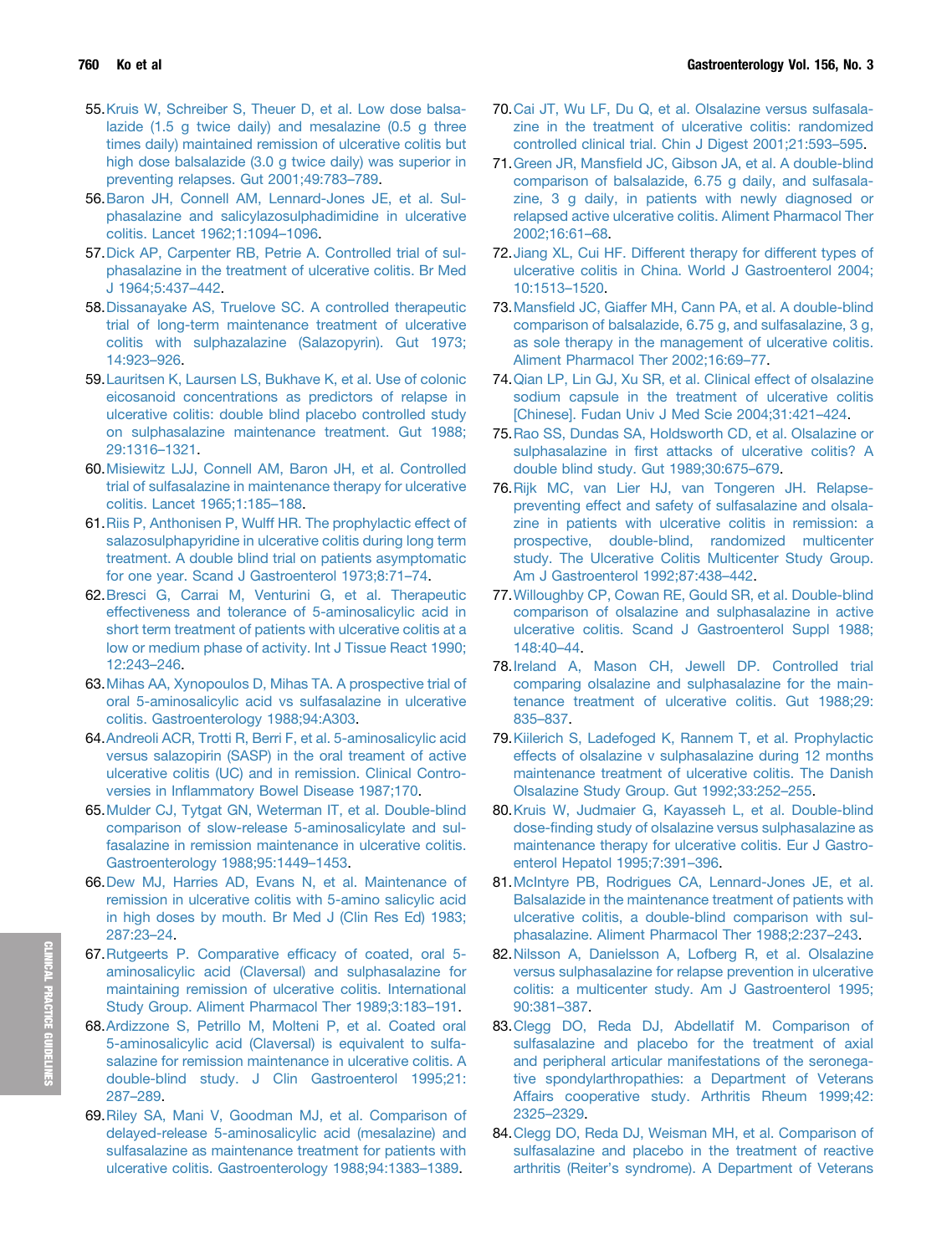55. Kruis W, Schreiber S, Theuer D, et al. Low dose balsalazide (1.5 g twice daily) and mesalazine (0.5 g three times daily) maintained remission of ulcerative colitis but high dose balsalazide (3.0 g twice daily) was superior in preventing relapses. Gut 2001;49:783–789.
56. Baron JH, Connell AM, Lennard-Jones JE, et al. Sulphasalazine and salicylazosulphadimidine in ulcerative colitis. Lancet 1962;1:1094–1096.
57. Dick AP, Carpenter RB, Petrie A. Controlled trial of sulphasalazine in the treatment of ulcerative colitis. Br Med J 1964;5:437–442.
58. Dissanayake AS, Truelove SC. A controlled therapeutic trial of long-term maintenance treatment of ulcerative colitis with sulphazalazine (Salazopyrin). Gut 1973; 14:923–926.
59. Lauritsen K, Laursen LS, Bukhave K, et al. Use of colonic eicosanoid concentrations as predictors of relapse in ulcerative colitis: double blind placebo controlled study on sulphasalazine maintenance treatment. Gut 1988; 29:1316–1321.
60. Misiewitz LJJ, Connell AM, Baron JH, et al. Controlled trial of sulfasalazine in maintenance therapy for ulcerative colitis. Lancet 1965;1:185–188.
61. Riis P, Anthonisen P, Wulff HR. The prophylactic effect of salazosulphapyridine in ulcerative colitis during long term treatment. A double blind trial on patients asymptomatic for one year. Scand J Gastroenterol 1973;8:71–74.
62. Bresci G, Carrai M, Venturini G, et al. Therapeutic effectiveness and tolerance of 5-aminosalicylic acid in short term treatment of patients with ulcerative colitis at a low or medium phase of activity. Int J Tissue React 1990; 12:243–246.
63. Mihas AA, Xynopoulos D, Mihas TA. A prospective trial of oral 5-aminosalicylic acid vs sulfasalazine in ulcerative colitis. Gastroenterology 1988;94:A303.
64. Andreoli ACR, Trotti R, Berri F, et al. 5-aminosalicylic acid versus salazopirin (SASP) in the oral treatment of active ulcerative colitis (UC) and in remission. Clinical Controversies in Inflammatory Bowel Disease 1987;170.
65. Mulder CJ, Tytgat GN, Weterman IT, et al. Double-blind comparison of slow-release 5-aminosalicylate and sulfasalazine in remission maintenance in ulcerative colitis. Gastroenterology 1988;95:1449–1453.
66. Dew MJ, Harries AD, Evans N, et al. Maintenance of remission in ulcerative colitis with 5-amino salicylic acid in high doses by mouth. Br Med J (Clin Res Ed) 1983; 287:23–24.
67. Rutgeerts P. Comparative efficacy of coated, oral 5-aminosalicylic acid (Claversal) and sulphasalazine for maintaining remission of ulcerative colitis. International Study Group. Aliment Pharmacol Ther 1989;3:183–191.
68. Ardizzone S, Petrillo M, Molteni P, et al. Coated oral 5-aminosalicylic acid (Claversal) is equivalent to sulfasalazine for remission maintenance in ulcerative colitis. A double-blind study. J Clin Gastroenterol 1995;21: 287–289.
69. Riley SA, Mani V, Goodman MJ, et al. Comparison of delayed-release 5-aminosalicylic acid (mesalazine) and sulfasalazine as maintenance treatment for patients with ulcerative colitis. Gastroenterology 1988;94:1383–1389.
70. Cai JT, Wu LF, Du Q, et al. Olsalazine versus sulfasalazine in the treatment of ulcerative colitis: randomized controlled clinical trial. Chin J Digest 2001;21:593–595.
71. Green JR, Mansfield JC, Gibson JA, et al. A double-blind comparison of balsalazide, 6.75 g daily, and sulfasalazine, 3 g daily, in patients with newly diagnosed or relapsed active ulcerative colitis. Aliment Pharmacol Ther 2002;16:61–68.
72. Jiang XL, Cui HF. Different therapy for different types of ulcerative colitis in China. World J Gastroenterol 2004; 10:1513–1520.
73. Mansfield JC, Giaffer MH, Cann PA, et al. A double-blind comparison of balsalazide, 6.75 g, and sulfasalazine, 3 g, as sole therapy in the management of ulcerative colitis. Aliment Pharmacol Ther 2002;16:69–77.
74. Qian LP, Lin GJ, Xu SR, et al. Clinical effect of olsalazine sodium capsule in the treatment of ulcerative colitis [Chinese]. Fudan Univ J Med Scie 2004;31:421–424.
75. Rao SS, Dundas SA, Holdsworth CD, et al. Olsalazine or sulphasalazine in first attacks of ulcerative colitis? A double blind study. Gut 1989;30:675–679.
76. Rijk MC, van Lier HJ, van Tongeren JH. Relapse-preventing effect and safety of sulfasalazine and olsalazine in patients with ulcerative colitis in remission: a prospective, double-blind, randomized multicenter study. The Ulcerative Colitis Multicenter Study Group. Am J Gastroenterol 1992;87:438–442.
77. Willoughby CP, Cowan RE, Gould SR, et al. Double-blind comparison of olsalazine and sulphasalazine in active ulcerative colitis. Scand J Gastroenterol Suppl 1988; 148:40–44.
78. Ireland A, Mason CH, Jewell DP. Controlled trial comparing olsalazine and sulphasalazine for the maintenance treatment of ulcerative colitis. Gut 1988;29: 835–837.
79. Kiilerich S, Ladefoged K, Rannem T, et al. Prophylactic effects of olsalazine v sulphasalazine during 12 months maintenance treatment of ulcerative colitis. The Danish Olsalazine Study Group. Gut 1992;33:252–255.
80. Kruis W, Judmaier G, Kayasseh L, et al. Double-blind dose-finding study of olsalazine versus sulphasalazine as maintenance therapy for ulcerative colitis. Eur J Gastroenterol Hepatol 1995;7:391–396.
81. McIntyre PB, Rodrigues CA, Lennard-Jones JE, et al. Balsalazide in the maintenance treatment of patients with ulcerative colitis, a double-blind comparison with sulphasalazine. Aliment Pharmacol Ther 1988;2:237–243.
82. Nilsson A, Danielsson A, Lofberg R, et al. Olsalazine versus sulphasalazine for relapse prevention in ulcerative colitis: a multicenter study. Am J Gastroenterol 1995; 90:381–387.
83. Clegg DO, Reda DJ, Abdellatif M. Comparison of sulfasalazine and placebo for the treatment of axial and peripheral articular manifestations of the seronegative spondylarthropathies: a Department of Veterans Affairs cooperative study. Arthritis Rheum 1999;42: 2325–2329.
84. Clegg DO, Reda DJ, Weisman MH, et al. Comparison of sulfasalazine and placebo in the treatment of reactive arthritis (Reiter's syndrome). A Department of Veterans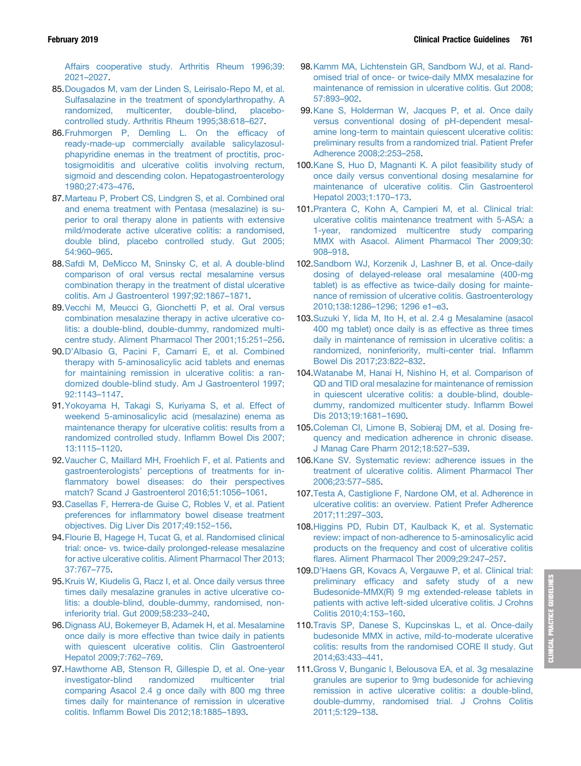Affairs cooperative study. Arthritis Rheum 1996;39:2021–2027.

85. Dougados M, vam der Linden S, Leirisalo-Repo M, et al. Sulfasalazine in the treatment of spondylarthropathy. A randomized, multicenter, double-blind, placebo-controlled study. Arthritis Rheum 1995;38:618–627.
86. Fruhmorgen P, Demling L. On the efficacy of ready-made-up commercially available salicylazosulphapyridine enemas in the treatment of proctitis, proctosigmoiditis and ulcerative colitis involving rectum, sigmoid and descending colon. Hepatogastroenterology 1980;27:473–476.
87. Marteau P, Probert CS, Lindgren S, et al. Combined oral and enema treatment with Pentasa (mesalazine) is superior to oral therapy alone in patients with extensive mild/moderate active ulcerative colitis: a randomised, double blind, placebo controlled study. Gut 2005;54:960–965.
88. Safdi M, DeMicco M, Sninsky C, et al. A double-blind comparison of oral versus rectal mesalamine versus combination therapy in the treatment of distal ulcerative colitis. Am J Gastroenterol 1997;92:1867–1871.
89. Vecchi M, Meucci G, Gionchetti P, et al. Oral versus combination mesalazine therapy in active ulcerative colitis: a double-blind, double-dummy, randomized multicentre study. Aliment Pharmacol Ther 2001;15:251–256.
90. D'Albasio G, Pacini F, Camarri E, et al. Combined therapy with 5-aminosalicylic acid tablets and enemas for maintaining remission in ulcerative colitis: a randomized double-blind study. Am J Gastroenterol 1997;92:1143–1147.
91. Yokoyama H, Takagi S, Kuriyama S, et al. Effect of weekend 5-aminosalicylic acid (mesalazine) enema as maintenance therapy for ulcerative colitis: results from a randomized controlled study. Inflamm Bowel Dis 2007;13:1115–1120.
92. Vaucher C, Maillard MH, Froehlich F, et al. Patients and gastroenterologists' perceptions of treatments for inflammatory bowel diseases: do their perspectives match? Scand J Gastroenterol 2016;51:1056–1061.
93. Casellas F, Herrera-de Guise C, Robles V, et al. Patient preferences for inflammatory bowel disease treatment objectives. Dig Liver Dis 2017;49:152–156.
94. Flourie B, Hagege H, Tucat G, et al. Randomised clinical trial: once- vs. twice-daily prolonged-release mesalazine for active ulcerative colitis. Aliment Pharmacol Ther 2013;37:767–775.
95. Kruis W, Kiudelis G, Racz I, et al. Once daily versus three times daily mesalazine granules in active ulcerative colitis: a double-blind, double-dummy, randomised, non-inferiority trial. Gut 2009;58:233–240.
96. Dignass AU, Bokemeyer B, Adamek H, et al. Mesalamine once daily is more effective than twice daily in patients with quiescent ulcerative colitis. Clin Gastroenterol Hepatol 2009;7:762–769.
97. Hawthorne AB, Stenson R, Gillespie D, et al. One-year investigator-blind randomized multicenter trial comparing Asacol 2.4 g once daily with 800 mg three times daily for maintenance of remission in ulcerative colitis. Inflamm Bowel Dis 2012;18:1885–1893.
98. Kamm MA, Lichtenstein GR, Sandborn WJ, et al. Randomised trial of once- or twice-daily MMX mesalazine for maintenance of remission in ulcerative colitis. Gut 2008;57:893–902.
99. Kane S, Holderman W, Jacques P, et al. Once daily versus conventional dosing of pH-dependent mesalamine long-term to maintain quiescent ulcerative colitis: preliminary results from a randomized trial. Patient Prefer Adherence 2008;2:253–258.
100. Kane S, Huo D, Magnanti K. A pilot feasibility study of once daily versus conventional dosing mesalamine for maintenance of ulcerative colitis. Clin Gastroenterol Hepatol 2003;1:170–173.
101. Prantera C, Kohn A, Campieri M, et al. Clinical trial: ulcerative colitis maintenance treatment with 5-ASA: a 1-year, randomized multicentre study comparing MMX with Asacol. Aliment Pharmacol Ther 2009;30:908–918.
102. Sandborn WJ, Korzenik J, Lashner B, et al. Once-daily dosing of delayed-release oral mesalamine (400-mg tablet) is as effective as twice-daily dosing for maintenance of remission of ulcerative colitis. Gastroenterology 2010;138:1286–1296; 1296 e1–e3.
103. Suzuki Y, Iida M, Ito H, et al. 2.4 g Mesalamine (asacol 400 mg tablet) once daily is as effective as three times daily in maintenance of remission in ulcerative colitis: a randomized, noninferiority, multi-center trial. Inflamm Bowel Dis 2017;23:822–832.
104. Watanabe M, Hanai H, Nishino H, et al. Comparison of QD and TID oral mesalazine for maintenance of remission in quiescent ulcerative colitis: a double-blind, double-dummy, randomized multicenter study. Inflamm Bowel Dis 2013;19:1681–1690.
105. Coleman CI, Limone B, Sobieraj DM, et al. Dosing frequency and medication adherence in chronic disease. J Manag Care Pharm 2012;18:527–539.
106. Kane SV. Systematic review: adherence issues in the treatment of ulcerative colitis. Aliment Pharmacol Ther 2006;23:577–585.
107. Testa A, Castiglione F, Nardone OM, et al. Adherence in ulcerative colitis: an overview. Patient Prefer Adherence 2017;11:297–303.
108. Higgins PD, Rubin DT, Kaulback K, et al. Systematic review: impact of non-adherence to 5-aminosalicylic acid products on the frequency and cost of ulcerative colitis flares. Aliment Pharmacol Ther 2009;29:247–257.
109. D'Haens GR, Kovacs A, Vergauwe P, et al. Clinical trial: preliminary efficacy and safety study of a new Budesonide-MMX(R) 9 mg extended-release tablets in patients with active left-sided ulcerative colitis. J Crohns Colitis 2010;4:153–160.
110. Travis SP, Danese S, Kupcinskas L, et al. Once-daily budesonide MMX in active, mild-to-moderate ulcerative colitis: results from the randomised CORE II study. Gut 2014;63:433–441.
111. Gross V, Bunganic I, Belousova EA, et al. 3g mesalazine granules are superior to 9mg budesonide for achieving remission in active ulcerative colitis: a double-blind, double-dummy, randomised trial. J Crohns Colitis 2011;5:129–138.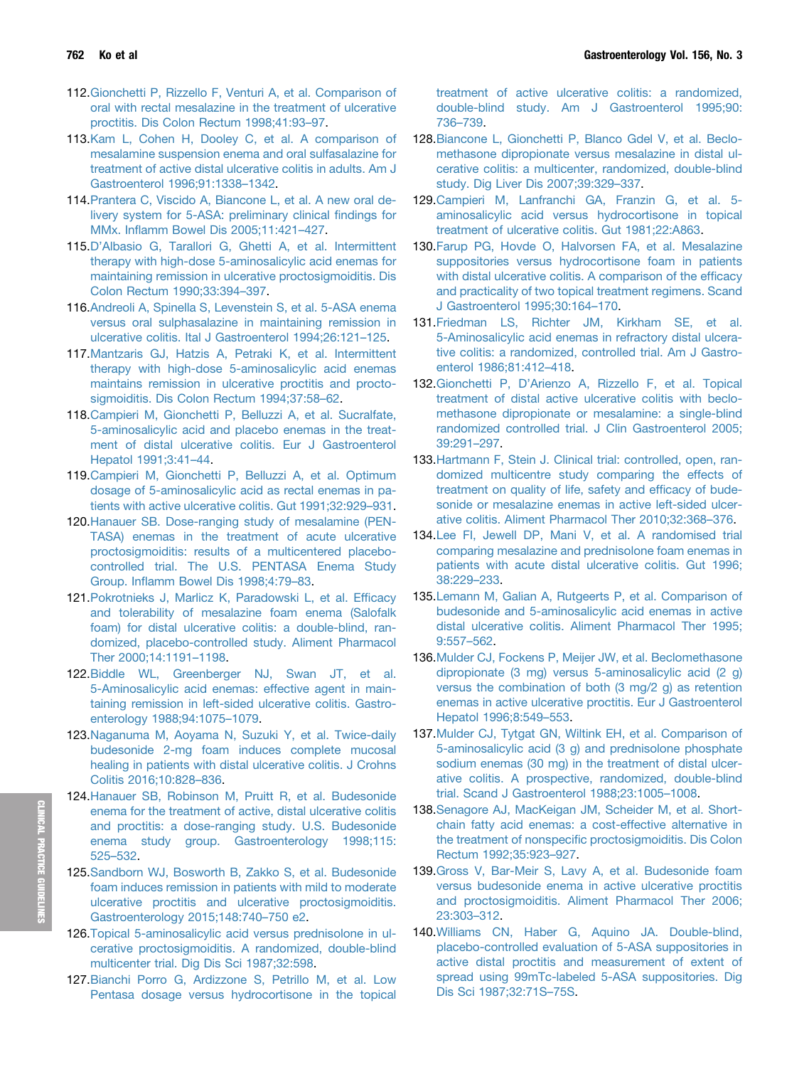112. Gionchetti P, Rizzello F, Venturi A, et al. Comparison of oral with rectal mesalazine in the treatment of ulcerative proctitis. Dis Colon Rectum 1998;41:93–97.
113. Kam L, Cohen H, Dooley C, et al. A comparison of mesalamine suspension enema and oral sulfasalazine for treatment of active distal ulcerative colitis in adults. Am J Gastroenterol 1996;91:1338–1342.
114. Prantera C, Viscido A, Biancone L, et al. A new oral delivery system for 5-ASA: preliminary clinical findings for MMx. Inflamm Bowel Dis 2005;11:421–427.
115. D'Albasio G, Tarallori G, Ghetti A, et al. Intermittent therapy with high-dose 5-aminosalicylic acid enemas for maintaining remission in ulcerative proctosigmoiditis. Dis Colon Rectum 1990;33:394–397.
116. Andreoli A, Spinella S, Levenstein S, et al. 5-ASA enema versus oral sulphasalazine in maintaining remission in ulcerative colitis. Ital J Gastroenterol 1994;26:121–125.
117. Mantzaris GJ, Hatzis A, Petraki K, et al. Intermittent therapy with high-dose 5-aminosalicylic acid enemas maintains remission in ulcerative proctitis and proctosigmoiditis. Dis Colon Rectum 1994;37:58–62.
118. Campieri M, Gionchetti P, Belluzzi A, et al. Sucralfate, 5-aminosalicylic acid and placebo enemas in the treatment of distal ulcerative colitis. Eur J Gastroenterol Hepatol 1991;3:41–44.
119. Campieri M, Gionchetti P, Belluzzi A, et al. Optimum dosage of 5-aminosalicylic acid as rectal enemas in patients with active ulcerative colitis. Gut 1991;32:929–931.
120. Hanauer SB. Dose-ranging study of mesalamine (PENTASA) enemas in the treatment of acute ulcerative proctosigmoiditis: results of a multicentered placebo-controlled trial. The U.S. PENTASA Enema Study Group. Inflamm Bowel Dis 1998;4:79–83.
121. Pokrotnieks J, Marlicz K, Paradowski L, et al. Efficacy and tolerability of mesalazine foam enema (Salofalk foam) for distal ulcerative colitis: a double-blind, randomized, placebo-controlled study. Aliment Pharmacol Ther 2000;14:1191–1198.
122. Biddle WL, Greenberger NJ, Swan JT, et al. 5-Aminosalicylic acid enemas: effective agent in maintaining remission in left-sided ulcerative colitis. Gastroenterology 1988;94:1075–1079.
123. Naganuma M, Aoyama N, Suzuki Y, et al. Twice-daily budesonide 2-mg foam induces complete mucosal healing in patients with distal ulcerative colitis. J Crohns Colitis 2016;10:828–836.
124. Hanauer SB, Robinson M, Pruitt R, et al. Budesonide enema for the treatment of active, distal ulcerative colitis and proctitis: a dose-ranging study. U.S. Budesonide enema study group. Gastroenterology 1998;115:525–532.
125. Sandborn WJ, Bosworth B, Zakko S, et al. Budesonide foam induces remission in patients with mild to moderate ulcerative proctitis and ulcerative proctosigmoiditis. Gastroenterology 2015;148:740–750 e2.
126. Topical 5-aminosalicylic acid versus prednisolone in ulcerative proctosigmoiditis. A randomized, double-blind multicenter trial. Dig Dis Sci 1987;32:598.
127. Bianchi Porro G, Ardizzone S, Petrillo M, et al. Low Pentasa dosage versus hydrocortisone in the topical treatment of active ulcerative colitis: a randomized, double-blind study. Am J Gastroenterol 1995;90:736–739.
128. Biancone L, Gionchetti P, Blanco Gdel V, et al. Beclomethasone dipropionate versus mesalazine in distal ulcerative colitis: a multicenter, randomized, double-blind study. Dig Liver Dis 2007;39:329–337.
129. Campieri M, Lanfranchi GA, Franzin G, et al. 5-aminosalicylic acid versus hydrocortisone in topical treatment of ulcerative colitis. Gut 1981;22:A863.
130. Farup PG, Hovde O, Halvorsen FA, et al. Mesalazine suppositories versus hydrocortisone foam in patients with distal ulcerative colitis. A comparison of the efficacy and practicality of two topical treatment regimens. Scand J Gastroenterol 1995;30:164–170.
131. Friedman LS, Richter JM, Kirkham SE, et al. 5-Aminosalicylic acid enemas in refractory distal ulcerative colitis: a randomized, controlled trial. Am J Gastroenterol 1986;81:412–418.
132. Gionchetti P, D'Arienzo A, Rizzello F, et al. Topical treatment of distal active ulcerative colitis with beclomethasone dipropionate or mesalamine: a single-blind randomized controlled trial. J Clin Gastroenterol 2005;39:291–297.
133. Hartmann F, Stein J. Clinical trial: controlled, open, randomized multicentre study comparing the effects of treatment on quality of life, safety and efficacy of budesonide or mesalazine enemas in active left-sided ulcerative colitis. Aliment Pharmacol Ther 2010;32:368–376.
134. Lee FI, Jewell DP, Mani V, et al. A randomised trial comparing mesalazine and prednisolone foam enemas in patients with acute distal ulcerative colitis. Gut 1996;38:229–233.
135. Lemann M, Galian A, Rutgeerts P, et al. Comparison of budesonide and 5-aminosalicylic acid enemas in active distal ulcerative colitis. Aliment Pharmacol Ther 1995;9:557–562.
136. Mulder CJ, Fockens P, Meijer JW, et al. Beclomethasone dipropionate (3 mg) versus 5-aminosalicylic acid (2 g) versus the combination of both (3 mg/2 g) as retention enemas in active ulcerative proctitis. Eur J Gastroenterol Hepatol 1996;8:549–553.
137. Mulder CJ, Tytgat GN, Wiltink EH, et al. Comparison of 5-aminosalicylic acid (3 g) and prednisolone phosphate sodium enemas (30 mg) in the treatment of distal ulcerative colitis. A prospective, randomized, double-blind trial. Scand J Gastroenterol 1988;23:1005–1008.
138. Senagore AJ, MacKeigan JM, Scheider M, et al. Short-chain fatty acid enemas: a cost-effective alternative in the treatment of nonspecific proctosigmoiditis. Dis Colon Rectum 1992;35:923–927.
139. Gross V, Bar-Meir S, Lavy A, et al. Budesonide foam versus budesonide enema in active ulcerative proctitis and proctosigmoiditis. Aliment Pharmacol Ther 2006;23:303–312.
140. Williams CN, Haber G, Aquino JA. Double-blind, placebo-controlled evaluation of 5-ASA suppositories in active distal proctitis and measurement of extent of spread using 99mTc-labeled 5-ASA suppositories. Dig Dis Sci 1987;32:71S–75S.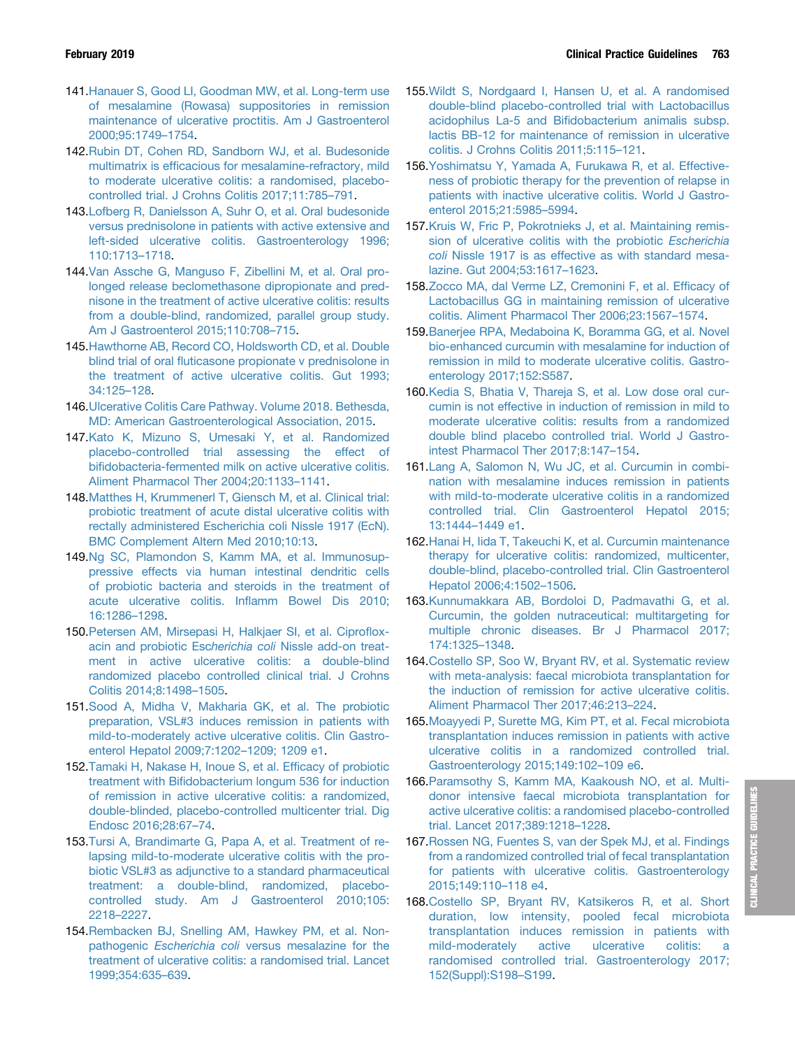141. Hanauer S, Good LI, Goodman MW, et al. Long-term use of mesalamine (Rowasa) suppositories in remission maintenance of ulcerative proctitis. Am J Gastroenterol 2000;95:1749–1754.
142. Rubin DT, Cohen RD, Sandborn WJ, et al. Budesonide multimatrix is efficacious for mesalamine-refractory, mild to moderate ulcerative colitis: a randomised, placebo-controlled trial. J Crohns Colitis 2017;11:785–791.
143. Lofberg R, Danielsson A, Suhr O, et al. Oral budesonide versus prednisolone in patients with active extensive and left-sided ulcerative colitis. Gastroenterology 1996; 110:1713–1718.
144. Van Assche G, Manguso F, Zibellini M, et al. Oral prolonged release beclomethasone dipropionate and prednisone in the treatment of active ulcerative colitis: results from a double-blind, randomized, parallel group study. Am J Gastroenterol 2015;110:708–715.
145. Hawthorne AB, Record CO, Holdsworth CD, et al. Double blind trial of oral fluticasone propionate v prednisolone in the treatment of active ulcerative colitis. Gut 1993; 34:125–128.
146. Ulcerative Colitis Care Pathway. Volume 2018. Bethesda, MD: American Gastroenterological Association, 2015.
147. Kato K, Mizuno S, Umesaki Y, et al. Randomized placebo-controlled trial assessing the effect of bifidobacteria-fermented milk on active ulcerative colitis. Aliment Pharmacol Ther 2004;20:1133–1141.
148. Matthes H, Krummenerl T, Giensch M, et al. Clinical trial: probiotic treatment of acute distal ulcerative colitis with rectally administered Escherichia coli Nissle 1917 (EcN). BMC Complement Altern Med 2010;10:13.
149. Ng SC, Plamondon S, Kamm MA, et al. Immunosuppressive effects via human intestinal dendritic cells of probiotic bacteria and steroids in the treatment of acute ulcerative colitis. Inflamm Bowel Dis 2010; 16:1286–1298.
150. Petersen AM, Mirsepasi H, Halkjaer SI, et al. Ciprofloxacin and probiotic Es*cherichia coli* Nissle add-on treatment in active ulcerative colitis: a double-blind randomized placebo controlled clinical trial. J Crohns Colitis 2014;8:1498–1505.
151. Sood A, Midha V, Makharia GK, et al. The probiotic preparation, VSL#3 induces remission in patients with mild-to-moderately active ulcerative colitis. Clin Gastroenterol Hepatol 2009;7:1202–1209; 1209 e1.
152. Tamaki H, Nakase H, Inoue S, et al. Efficacy of probiotic treatment with Bifidobacterium longum 536 for induction of remission in active ulcerative colitis: a randomized, double-blinded, placebo-controlled multicenter trial. Dig Endosc 2016;28:67–74.
153. Tursi A, Brandimarte G, Papa A, et al. Treatment of relapsing mild-to-moderate ulcerative colitis with the probiotic VSL#3 as adjunctive to a standard pharmaceutical treatment: a double-blind, randomized, placebo-controlled study. Am J Gastroenterol 2010;105: 2218–2227.
154. Rembacken BJ, Snelling AM, Hawkey PM, et al. Non-pathogenic *Escherichia coli* versus mesalazine for the treatment of ulcerative colitis: a randomised trial. Lancet 1999;354:635–639.
155. Wildt S, Nordgaard I, Hansen U, et al. A randomised double-blind placebo-controlled trial with Lactobacillus acidophilus La-5 and Bifidobacterium animalis subsp. lactis BB-12 for maintenance of remission in ulcerative colitis. J Crohns Colitis 2011;5:115–121.
156. Yoshimatsu Y, Yamada A, Furukawa R, et al. Effectiveness of probiotic therapy for the prevention of relapse in patients with inactive ulcerative colitis. World J Gastroenterol 2015;21:5985–5994.
157. Kruis W, Fric P, Pokrotnieks J, et al. Maintaining remission of ulcerative colitis with the probiotic *Escherichia coli* Nissle 1917 is as effective as with standard mesalazine. Gut 2004;53:1617–1623.
158. Zocco MA, dal Verme LZ, Cremonini F, et al. Efficacy of Lactobacillus GG in maintaining remission of ulcerative colitis. Aliment Pharmacol Ther 2006;23:1567–1574.
159. Banerjee RPA, Medaboina K, Boramma GG, et al. Novel bio-enhanced curcumin with mesalamine for induction of remission in mild to moderate ulcerative colitis. Gastroenterology 2017;152:S587.
160. Kedia S, Bhatia V, Thareja S, et al. Low dose oral curcumin is not effective in induction of remission in mild to moderate ulcerative colitis: results from a randomized double blind placebo controlled trial. World J Gastrointest Pharmacol Ther 2017;8:147–154.
161. Lang A, Salomon N, Wu JC, et al. Curcumin in combination with mesalamine induces remission in patients with mild-to-moderate ulcerative colitis in a randomized controlled trial. Clin Gastroenterol Hepatol 2015; 13:1444–1449 e1.
162. Hanai H, Iida T, Takeuchi K, et al. Curcumin maintenance therapy for ulcerative colitis: randomized, multicenter, double-blind, placebo-controlled trial. Clin Gastroenterol Hepatol 2006;4:1502–1506.
163. Kunnumakkara AB, Bordoloi D, Padmavathi G, et al. Curcumin, the golden nutraceutical: multitargeting for multiple chronic diseases. Br J Pharmacol 2017; 174:1325–1348.
164. Costello SP, Soo W, Bryant RV, et al. Systematic review with meta-analysis: faecal microbiota transplantation for the induction of remission for active ulcerative colitis. Aliment Pharmacol Ther 2017;46:213–224.
165. Moayyedi P, Surette MG, Kim PT, et al. Fecal microbiota transplantation induces remission in patients with active ulcerative colitis in a randomized controlled trial. Gastroenterology 2015;149:102–109 e6.
166. Paramsothy S, Kamm MA, Kaakoush NO, et al. Multidonor intensive faecal microbiota transplantation for active ulcerative colitis: a randomised placebo-controlled trial. Lancet 2017;389:1218–1228.
167. Rossen NG, Fuentes S, van der Spek MJ, et al. Findings from a randomized controlled trial of fecal transplantation for patients with ulcerative colitis. Gastroenterology 2015;149:110–118 e4.
168. Costello SP, Bryant RV, Katsikeros R, et al. Short duration, low intensity, pooled fecal microbiota transplantation induces remission in patients with mild-moderately active ulcerative colitis: a randomised controlled trial. Gastroenterology 2017; 152(Suppl):S198–S199.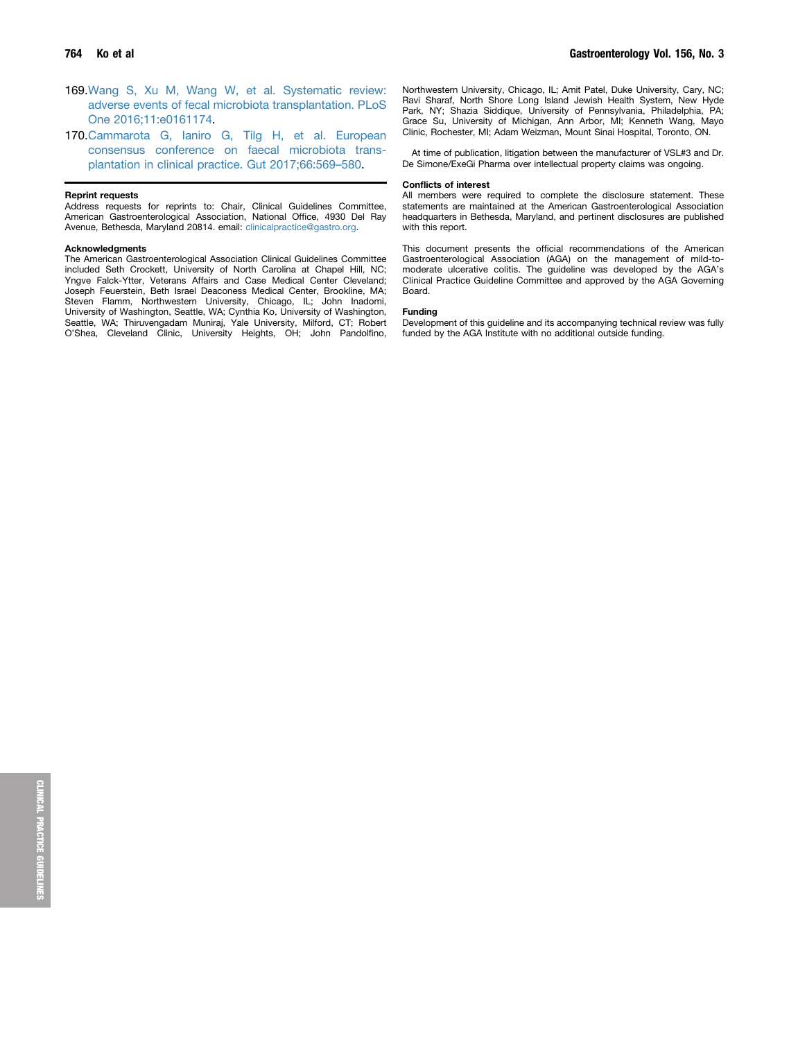169. Wang S, Xu M, Wang W, et al. Systematic review: adverse events of fecal microbiota transplantation. PLoS One 2016;11:e0161174.
170. Cammarota G, Ianiro G, Tilg H, et al. European consensus conference on faecal microbiota transplantation in clinical practice. Gut 2017;66:569–580.

**Reprint requests**
Address requests for reprints to: Chair, Clinical Guidelines Committee, American Gastroenterological Association, National Office, 4930 Del Ray Avenue, Bethesda, Maryland 20814. email: clinicalpractice@gastro.org.

**Acknowledgments**
The American Gastroenterological Association Clinical Guidelines Committee included Seth Crockett, University of North Carolina at Chapel Hill, NC; Yngve Falck-Ytter, Veterans Affairs and Case Medical Center Cleveland; Joseph Feuerstein, Beth Israel Deaconess Medical Center, Brookline, MA; Steven Flamm, Northwestern University, Chicago, IL; John Inadomi, University of Washington, Seattle, WA; Cynthia Ko, University of Washington, Seattle, WA; Thiruvengadam Muniraj, Yale University, Milford, CT; Robert O'Shea, Cleveland Clinic, University Heights, OH; John Pandolfino, Northwestern University, Chicago, IL; Amit Patel, Duke University, Cary, NC; Ravi Sharaf, North Shore Long Island Jewish Health System, New Hyde Park, NY; Shazia Siddique, University of Pennsylvania, Philadelphia, PA; Grace Su, University of Michigan, Ann Arbor, MI; Kenneth Wang, Mayo Clinic, Rochester, MI; Adam Weizman, Mount Sinai Hospital, Toronto, ON.

At time of publication, litigation between the manufacturer of VSL#3 and Dr. De Simone/ExeGi Pharma over intellectual property claims was ongoing.

**Conflicts of interest**
All members were required to complete the disclosure statement. These statements are maintained at the American Gastroenterological Association headquarters in Bethesda, Maryland, and pertinent disclosures are published with this report.

This document presents the official recommendations of the American Gastroenterological Association (AGA) on the management of mild-to-moderate ulcerative colitis. The guideline was developed by the AGA's Clinical Practice Guideline Committee and approved by the AGA Governing Board.

**Funding**
Development of this guideline and its accompanying technical review was fully funded by the AGA Institute with no additional outside funding.